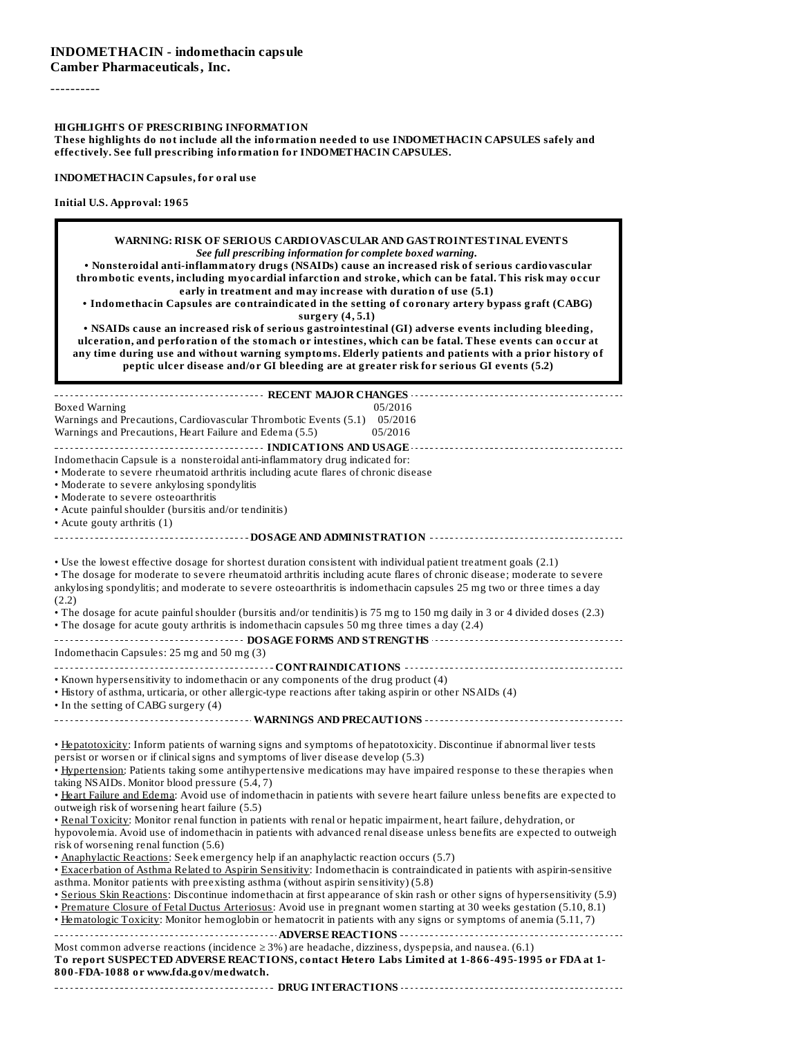**INDOMETHACIN - indomethacin capsule**
**Camber Pharmaceuticals, Inc.**

----------

**HIGHLIGHTS OF PRESCRIBING INFORMATION**
**These highlights do not include all the information needed to use INDOMETHACIN CAPSULES safely and effectively. See full prescribing information for INDOMETHACIN CAPSULES.**

**INDOMETHACIN Capsules, for oral use**

**Initial U.S. Approval: 1965**

**WARNING: RISK OF SERIOUS CARDIOVASCULAR AND GASTROINTESTINAL EVENTS**
***See full prescribing information for complete boxed warning.***
**• Nonsteroidal anti-inflammatory drugs (NSAIDs) cause an increased risk of serious cardiovascular thrombotic events, including myocardial infarction and stroke, which can be fatal. This risk may occur early in treatment and may increase with duration of use (5.1)**
**• Indomethacin Capsules are contraindicated in the setting of coronary artery bypass graft (CABG) surgery (4, 5.1)**
**• NSAIDs cause an increased risk of serious gastrointestinal (GI) adverse events including bleeding, ulceration, and perforation of the stomach or intestines, which can be fatal. These events can occur at any time during use and without warning symptoms. Elderly patients and patients with a prior history of peptic ulcer disease and/or GI bleeding are at greater risk for serious GI events (5.2)**

**RECENT MAJOR CHANGES**

| | |
|---|---|
| Boxed Warning | 05/2016 |
| Warnings and Precautions, Cardiovascular Thrombotic Events (5.1) | 05/2016 |
| Warnings and Precautions, Heart Failure and Edema (5.5) | 05/2016 |

**INDICATIONS AND USAGE**

Indomethacin Capsule is a nonsteroidal anti-inflammatory drug indicated for:
• Moderate to severe rheumatoid arthritis including acute flares of chronic disease
• Moderate to severe ankylosing spondylitis
• Moderate to severe osteoarthritis
• Acute painful shoulder (bursitis and/or tendinitis)
• Acute gouty arthritis (1)

**DOSAGE AND ADMINISTRATION**

• Use the lowest effective dosage for shortest duration consistent with individual patient treatment goals (2.1)
• The dosage for moderate to severe rheumatoid arthritis including acute flares of chronic disease; moderate to severe ankylosing spondylitis; and moderate to severe osteoarthritis is indomethacin capsules 25 mg two or three times a day (2.2)
• The dosage for acute painful shoulder (bursitis and/or tendinitis) is 75 mg to 150 mg daily in 3 or 4 divided doses (2.3)
• The dosage for acute gouty arthritis is indomethacin capsules 50 mg three times a day (2.4)

**DOSAGE FORMS AND STRENGTHS**

Indomethacin Capsules: 25 mg and 50 mg (3)

**CONTRAINDICATIONS**

• Known hypersensitivity to indomethacin or any components of the drug product (4)
• History of asthma, urticaria, or other allergic-type reactions after taking aspirin or other NSAIDs (4)
• In the setting of CABG surgery (4)

**WARNINGS AND PRECAUTIONS**

• Hepatotoxicity: Inform patients of warning signs and symptoms of hepatotoxicity. Discontinue if abnormal liver tests persist or worsen or if clinical signs and symptoms of liver disease develop (5.3)
• Hypertension: Patients taking some antihypertensive medications may have impaired response to these therapies when taking NSAIDs. Monitor blood pressure (5.4, 7)
• Heart Failure and Edema: Avoid use of indomethacin in patients with severe heart failure unless benefits are expected to outweigh risk of worsening heart failure (5.5)
• Renal Toxicity: Monitor renal function in patients with renal or hepatic impairment, heart failure, dehydration, or hypovolemia. Avoid use of indomethacin in patients with advanced renal disease unless benefits are expected to outweigh risk of worsening renal function (5.6)
• Anaphylactic Reactions: Seek emergency help if an anaphylactic reaction occurs (5.7)
• Exacerbation of Asthma Related to Aspirin Sensitivity: Indomethacin is contraindicated in patients with aspirin-sensitive asthma. Monitor patients with preexisting asthma (without aspirin sensitivity) (5.8)
• Serious Skin Reactions: Discontinue indomethacin at first appearance of skin rash or other signs of hypersensitivity (5.9)
• Premature Closure of Fetal Ductus Arteriosus: Avoid use in pregnant women starting at 30 weeks gestation (5.10, 8.1)
• Hematologic Toxicity: Monitor hemoglobin or hematocrit in patients with any signs or symptoms of anemia (5.11, 7)

**ADVERSE REACTIONS**

Most common adverse reactions (incidence ≥ 3%) are headache, dizziness, dyspepsia, and nausea. (6.1)
**To report SUSPECTED ADVERSE REACTIONS, contact Hetero Labs Limited at 1-866-495-1995 or FDA at 1-800-FDA-1088 or www.fda.gov/medwatch.**

**DRUG INTERACTIONS**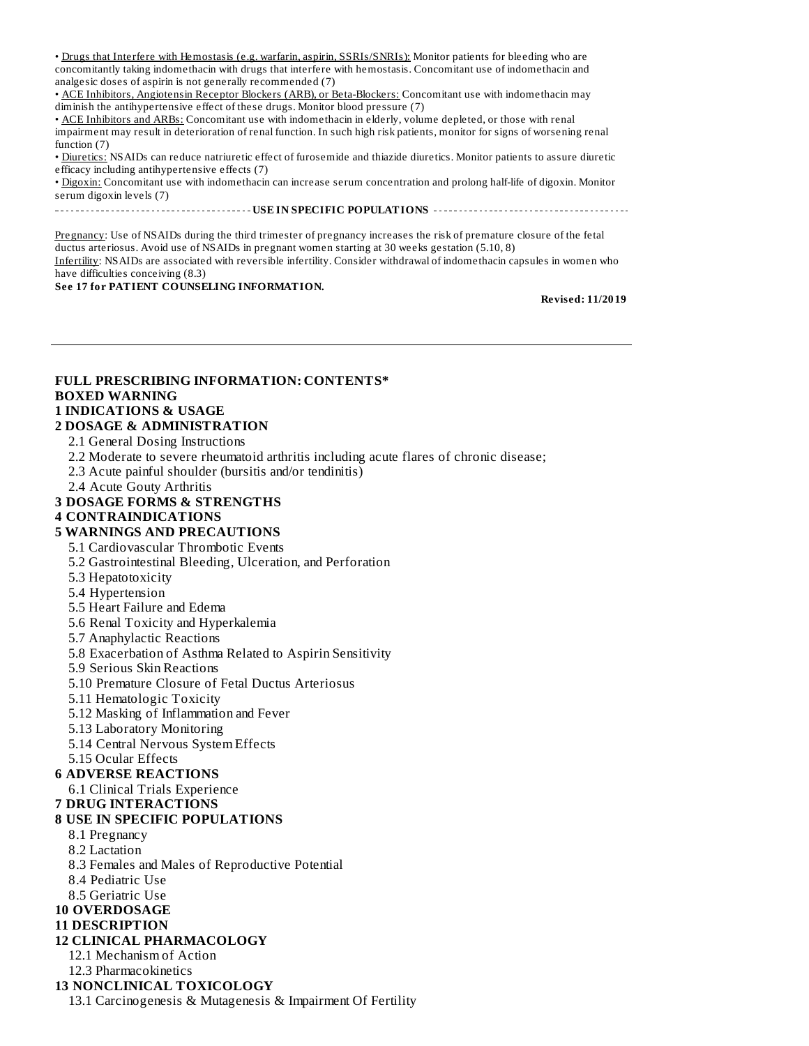• Drugs that Interfere with Hemostasis (e.g. warfarin, aspirin, SSRIs/SNRIs): Monitor patients for bleeding who are concomitantly taking indomethacin with drugs that interfere with hemostasis. Concomitant use of indomethacin and analgesic doses of aspirin is not generally recommended (7)

• ACE Inhibitors, Angiotensin Receptor Blockers (ARB), or Beta-Blockers: Concomitant use with indomethacin may diminish the antihypertensive effect of these drugs. Monitor blood pressure (7)

• ACE Inhibitors and ARBs: Concomitant use with indomethacin in elderly, volume depleted, or those with renal impairment may result in deterioration of renal function. In such high risk patients, monitor for signs of worsening renal function (7)

• Diuretics: NSAIDs can reduce natriuretic effect of furosemide and thiazide diuretics. Monitor patients to assure diuretic efficacy including antihypertensive effects (7)

• Digoxin: Concomitant use with indomethacin can increase serum concentration and prolong half-life of digoxin. Monitor serum digoxin levels (7)

**USE IN SPECIFIC POPULATIONS**

Pregnancy: Use of NSAIDs during the third trimester of pregnancy increases the risk of premature closure of the fetal ductus arteriosus. Avoid use of NSAIDs in pregnant women starting at 30 weeks gestation (5.10, 8)

Infertility: NSAIDs are associated with reversible infertility. Consider withdrawal of indomethacin capsules in women who have difficulties conceiving (8.3)

**See 17 for PATIENT COUNSELING INFORMATION.**

**Revised: 11/2019**

---

## FULL PRESCRIBING INFORMATION: CONTENTS*

**BOXED WARNING**

**1 INDICATIONS & USAGE**

**2 DOSAGE & ADMINISTRATION**

- 2.1 General Dosing Instructions
- 2.2 Moderate to severe rheumatoid arthritis including acute flares of chronic disease;
- 2.3 Acute painful shoulder (bursitis and/or tendinitis)
- 2.4 Acute Gouty Arthritis

**3 DOSAGE FORMS & STRENGTHS**

**4 CONTRAINDICATIONS**

**5 WARNINGS AND PRECAUTIONS**

- 5.1 Cardiovascular Thrombotic Events
- 5.2 Gastrointestinal Bleeding, Ulceration, and Perforation
- 5.3 Hepatotoxicity
- 5.4 Hypertension
- 5.5 Heart Failure and Edema
- 5.6 Renal Toxicity and Hyperkalemia
- 5.7 Anaphylactic Reactions
- 5.8 Exacerbation of Asthma Related to Aspirin Sensitivity
- 5.9 Serious Skin Reactions
- 5.10 Premature Closure of Fetal Ductus Arteriosus
- 5.11 Hematologic Toxicity
- 5.12 Masking of Inflammation and Fever
- 5.13 Laboratory Monitoring
- 5.14 Central Nervous System Effects
- 5.15 Ocular Effects

**6 ADVERSE REACTIONS**

- 6.1 Clinical Trials Experience

**7 DRUG INTERACTIONS**

**8 USE IN SPECIFIC POPULATIONS**

- 8.1 Pregnancy
- 8.2 Lactation
- 8.3 Females and Males of Reproductive Potential
- 8.4 Pediatric Use
- 8.5 Geriatric Use

**10 OVERDOSAGE**

**11 DESCRIPTION**

**12 CLINICAL PHARMACOLOGY**

- 12.1 Mechanism of Action
- 12.3 Pharmacokinetics

**13 NONCLINICAL TOXICOLOGY**

- 13.1 Carcinogenesis & Mutagenesis & Impairment Of Fertility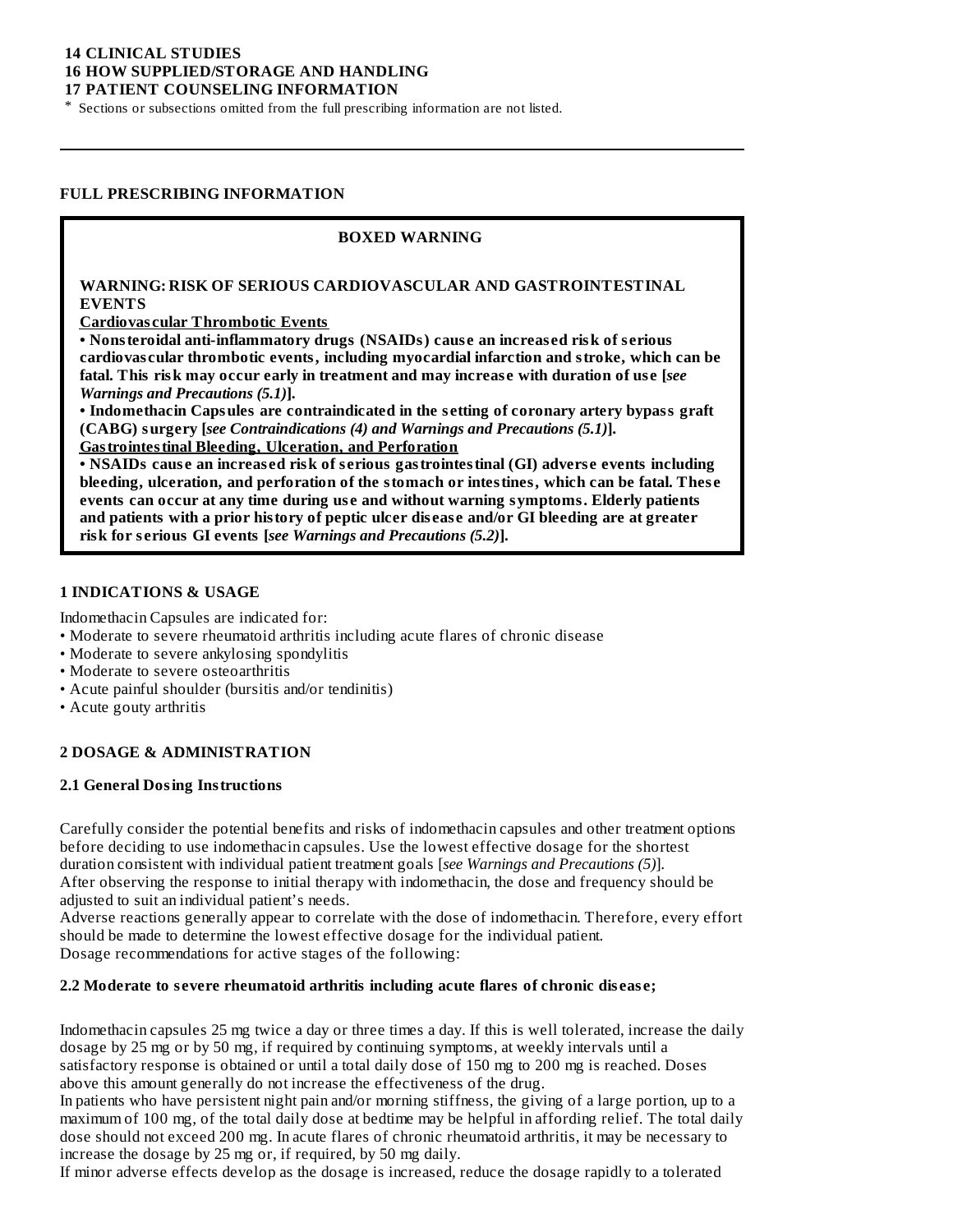**14 CLINICAL STUDIES**
**16 HOW SUPPLIED/STORAGE AND HANDLING**
**17 PATIENT COUNSELING INFORMATION**

* Sections or subsections omitted from the full prescribing information are not listed.

---

## FULL PRESCRIBING INFORMATION

### BOXED WARNING

**WARNING: RISK OF SERIOUS CARDIOVASCULAR AND GASTROINTESTINAL EVENTS**

**Cardiovascular Thrombotic Events**

- **Nonsteroidal anti-inflammatory drugs (NSAIDs) cause an increased risk of serious cardiovascular thrombotic events, including myocardial infarction and stroke, which can be fatal. This risk may occur early in treatment and may increase with duration of use [*see Warnings and Precautions (5.1)*].**
- **Indomethacin Capsules are contraindicated in the setting of coronary artery bypass graft (CABG) surgery [*see Contraindications (4) and Warnings and Precautions (5.1)*].**

**Gastrointestinal Bleeding, Ulceration, and Perforation**

- **NSAIDs cause an increased risk of serious gastrointestinal (GI) adverse events including bleeding, ulceration, and perforation of the stomach or intestines, which can be fatal. These events can occur at any time during use and without warning symptoms. Elderly patients and patients with a prior history of peptic ulcer disease and/or GI bleeding are at greater risk for serious GI events [*see Warnings and Precautions (5.2)*].**

## 1 INDICATIONS & USAGE

Indomethacin Capsules are indicated for:

- Moderate to severe rheumatoid arthritis including acute flares of chronic disease
- Moderate to severe ankylosing spondylitis
- Moderate to severe osteoarthritis
- Acute painful shoulder (bursitis and/or tendinitis)
- Acute gouty arthritis

## 2 DOSAGE & ADMINISTRATION

### 2.1 General Dosing Instructions

Carefully consider the potential benefits and risks of indomethacin capsules and other treatment options before deciding to use indomethacin capsules. Use the lowest effective dosage for the shortest duration consistent with individual patient treatment goals [*see Warnings and Precautions (5)*].
After observing the response to initial therapy with indomethacin, the dose and frequency should be adjusted to suit an individual patient's needs.
Adverse reactions generally appear to correlate with the dose of indomethacin. Therefore, every effort should be made to determine the lowest effective dosage for the individual patient.
Dosage recommendations for active stages of the following:

### 2.2 Moderate to severe rheumatoid arthritis including acute flares of chronic disease;

Indomethacin capsules 25 mg twice a day or three times a day. If this is well tolerated, increase the daily dosage by 25 mg or by 50 mg, if required by continuing symptoms, at weekly intervals until a satisfactory response is obtained or until a total daily dose of 150 mg to 200 mg is reached. Doses above this amount generally do not increase the effectiveness of the drug.
In patients who have persistent night pain and/or morning stiffness, the giving of a large portion, up to a maximum of 100 mg, of the total daily dose at bedtime may be helpful in affording relief. The total daily dose should not exceed 200 mg. In acute flares of chronic rheumatoid arthritis, it may be necessary to increase the dosage by 25 mg or, if required, by 50 mg daily.
If minor adverse effects develop as the dosage is increased, reduce the dosage rapidly to a tolerated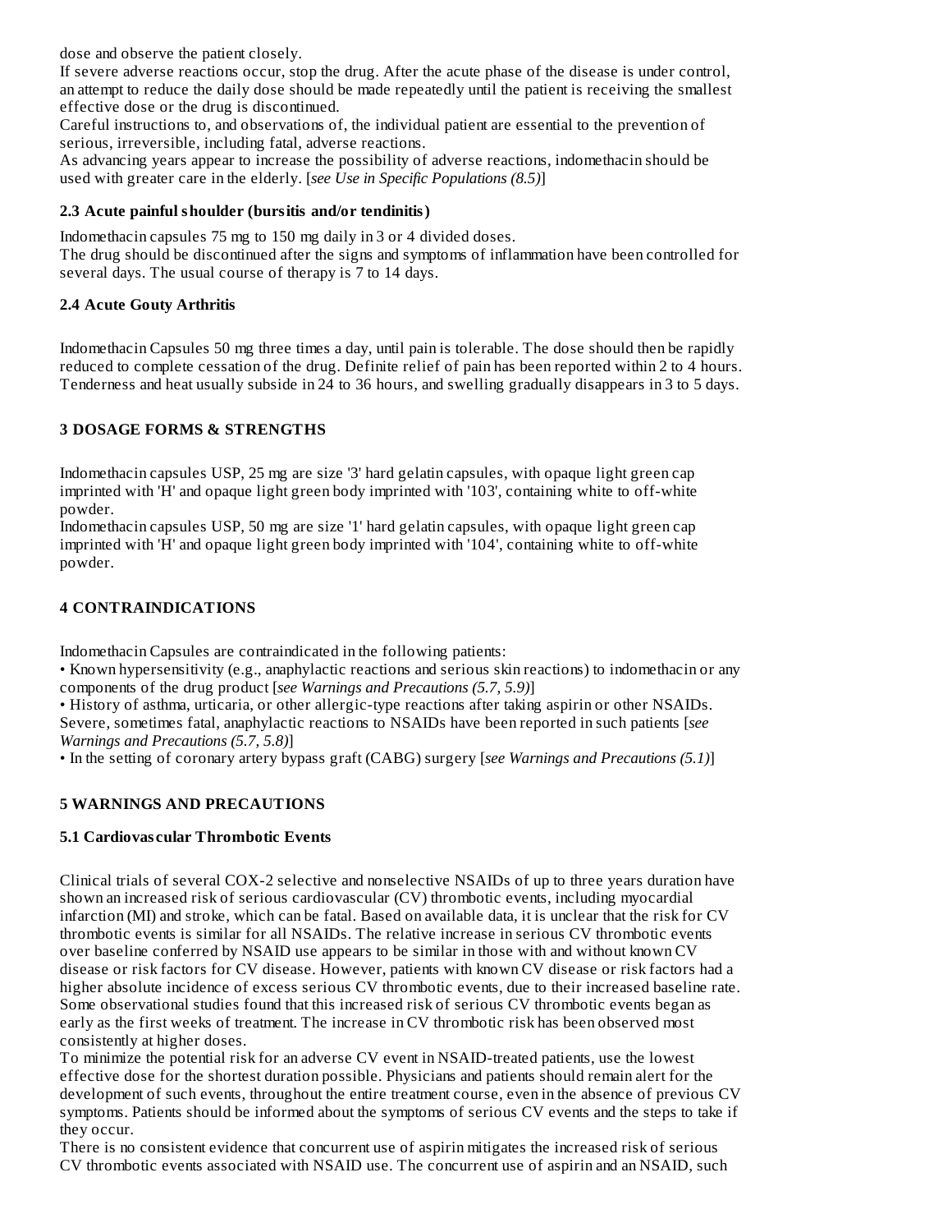dose and observe the patient closely.
If severe adverse reactions occur, stop the drug. After the acute phase of the disease is under control, an attempt to reduce the daily dose should be made repeatedly until the patient is receiving the smallest effective dose or the drug is discontinued.
Careful instructions to, and observations of, the individual patient are essential to the prevention of serious, irreversible, including fatal, adverse reactions.
As advancing years appear to increase the possibility of adverse reactions, indomethacin should be used with greater care in the elderly. [*see Use in Specific Populations (8.5)*]

### 2.3 Acute painful shoulder (bursitis and/or tendinitis)

Indomethacin capsules 75 mg to 150 mg daily in 3 or 4 divided doses.
The drug should be discontinued after the signs and symptoms of inflammation have been controlled for several days. The usual course of therapy is 7 to 14 days.

### 2.4 Acute Gouty Arthritis

Indomethacin Capsules 50 mg three times a day, until pain is tolerable. The dose should then be rapidly reduced to complete cessation of the drug. Definite relief of pain has been reported within 2 to 4 hours. Tenderness and heat usually subside in 24 to 36 hours, and swelling gradually disappears in 3 to 5 days.

## 3 DOSAGE FORMS & STRENGTHS

Indomethacin capsules USP, 25 mg are size '3' hard gelatin capsules, with opaque light green cap imprinted with 'H' and opaque light green body imprinted with '103', containing white to off-white powder.
Indomethacin capsules USP, 50 mg are size '1' hard gelatin capsules, with opaque light green cap imprinted with 'H' and opaque light green body imprinted with '104', containing white to off-white powder.

## 4 CONTRAINDICATIONS

Indomethacin Capsules are contraindicated in the following patients:

- Known hypersensitivity (e.g., anaphylactic reactions and serious skin reactions) to indomethacin or any components of the drug product [*see Warnings and Precautions (5.7, 5.9)*]
- History of asthma, urticaria, or other allergic-type reactions after taking aspirin or other NSAIDs. Severe, sometimes fatal, anaphylactic reactions to NSAIDs have been reported in such patients [*see Warnings and Precautions (5.7, 5.8)*]
- In the setting of coronary artery bypass graft (CABG) surgery [*see Warnings and Precautions (5.1)*]

## 5 WARNINGS AND PRECAUTIONS

### 5.1 Cardiovascular Thrombotic Events

Clinical trials of several COX-2 selective and nonselective NSAIDs of up to three years duration have shown an increased risk of serious cardiovascular (CV) thrombotic events, including myocardial infarction (MI) and stroke, which can be fatal. Based on available data, it is unclear that the risk for CV thrombotic events is similar for all NSAIDs. The relative increase in serious CV thrombotic events over baseline conferred by NSAID use appears to be similar in those with and without known CV disease or risk factors for CV disease. However, patients with known CV disease or risk factors had a higher absolute incidence of excess serious CV thrombotic events, due to their increased baseline rate. Some observational studies found that this increased risk of serious CV thrombotic events began as early as the first weeks of treatment. The increase in CV thrombotic risk has been observed most consistently at higher doses.
To minimize the potential risk for an adverse CV event in NSAID-treated patients, use the lowest effective dose for the shortest duration possible. Physicians and patients should remain alert for the development of such events, throughout the entire treatment course, even in the absence of previous CV symptoms. Patients should be informed about the symptoms of serious CV events and the steps to take if they occur.
There is no consistent evidence that concurrent use of aspirin mitigates the increased risk of serious CV thrombotic events associated with NSAID use. The concurrent use of aspirin and an NSAID, such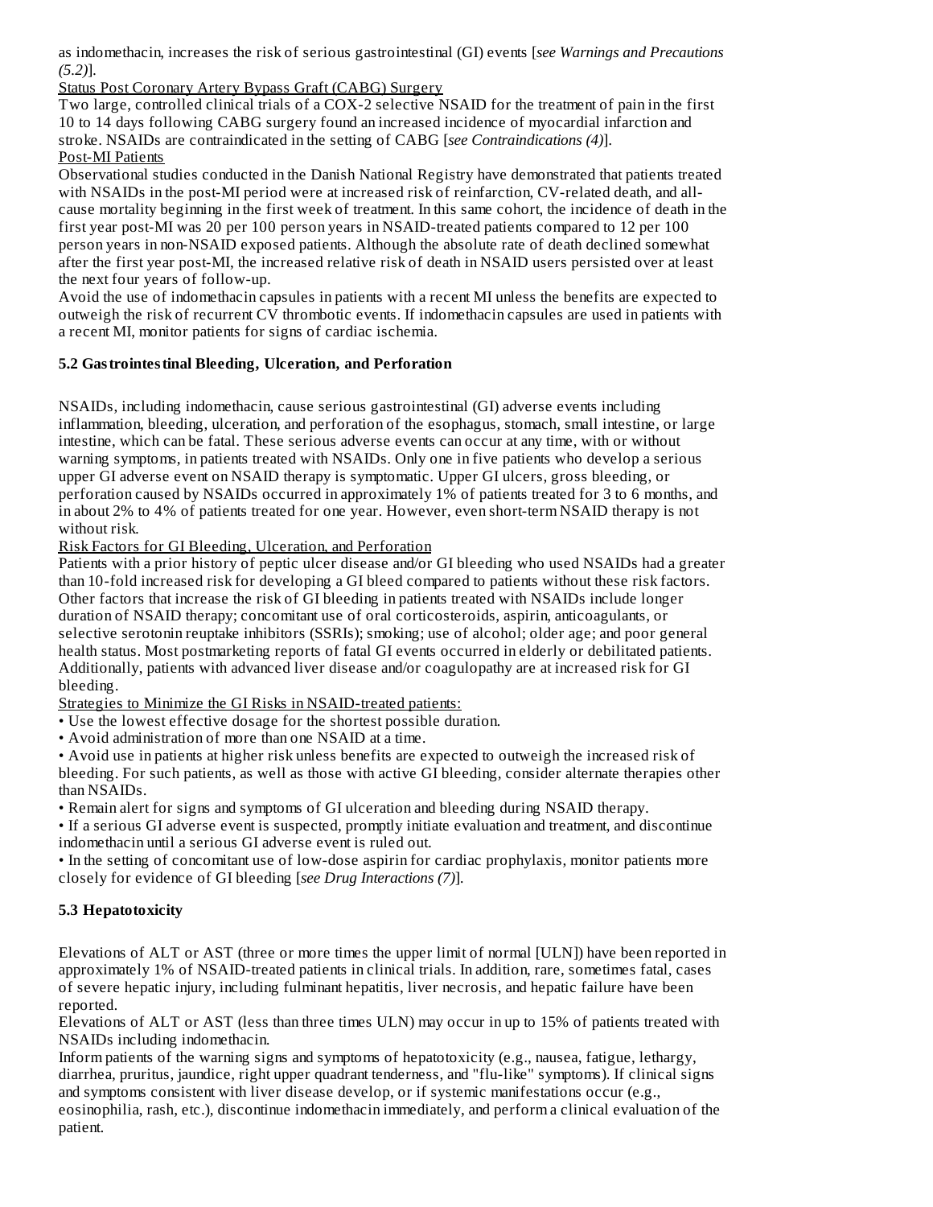as indomethacin, increases the risk of serious gastrointestinal (GI) events [*see Warnings and Precautions (5.2)*].

Status Post Coronary Artery Bypass Graft (CABG) Surgery

Two large, controlled clinical trials of a COX-2 selective NSAID for the treatment of pain in the first 10 to 14 days following CABG surgery found an increased incidence of myocardial infarction and stroke. NSAIDs are contraindicated in the setting of CABG [*see Contraindications (4)*].

Post-MI Patients

Observational studies conducted in the Danish National Registry have demonstrated that patients treated with NSAIDs in the post-MI period were at increased risk of reinfarction, CV-related death, and all-cause mortality beginning in the first week of treatment. In this same cohort, the incidence of death in the first year post-MI was 20 per 100 person years in NSAID-treated patients compared to 12 per 100 person years in non-NSAID exposed patients. Although the absolute rate of death declined somewhat after the first year post-MI, the increased relative risk of death in NSAID users persisted over at least the next four years of follow-up.

Avoid the use of indomethacin capsules in patients with a recent MI unless the benefits are expected to outweigh the risk of recurrent CV thrombotic events. If indomethacin capsules are used in patients with a recent MI, monitor patients for signs of cardiac ischemia.

### 5.2 Gastrointestinal Bleeding, Ulceration, and Perforation

NSAIDs, including indomethacin, cause serious gastrointestinal (GI) adverse events including inflammation, bleeding, ulceration, and perforation of the esophagus, stomach, small intestine, or large intestine, which can be fatal. These serious adverse events can occur at any time, with or without warning symptoms, in patients treated with NSAIDs. Only one in five patients who develop a serious upper GI adverse event on NSAID therapy is symptomatic. Upper GI ulcers, gross bleeding, or perforation caused by NSAIDs occurred in approximately 1% of patients treated for 3 to 6 months, and in about 2% to 4% of patients treated for one year. However, even short-term NSAID therapy is not without risk.

Risk Factors for GI Bleeding, Ulceration, and Perforation

Patients with a prior history of peptic ulcer disease and/or GI bleeding who used NSAIDs had a greater than 10-fold increased risk for developing a GI bleed compared to patients without these risk factors. Other factors that increase the risk of GI bleeding in patients treated with NSAIDs include longer duration of NSAID therapy; concomitant use of oral corticosteroids, aspirin, anticoagulants, or selective serotonin reuptake inhibitors (SSRIs); smoking; use of alcohol; older age; and poor general health status. Most postmarketing reports of fatal GI events occurred in elderly or debilitated patients. Additionally, patients with advanced liver disease and/or coagulopathy are at increased risk for GI bleeding.

Strategies to Minimize the GI Risks in NSAID-treated patients:

- Use the lowest effective dosage for the shortest possible duration.
- Avoid administration of more than one NSAID at a time.
- Avoid use in patients at higher risk unless benefits are expected to outweigh the increased risk of bleeding. For such patients, as well as those with active GI bleeding, consider alternate therapies other than NSAIDs.
- Remain alert for signs and symptoms of GI ulceration and bleeding during NSAID therapy.
- If a serious GI adverse event is suspected, promptly initiate evaluation and treatment, and discontinue indomethacin until a serious GI adverse event is ruled out.
- In the setting of concomitant use of low-dose aspirin for cardiac prophylaxis, monitor patients more closely for evidence of GI bleeding [*see Drug Interactions (7)*].

### 5.3 Hepatotoxicity

Elevations of ALT or AST (three or more times the upper limit of normal [ULN]) have been reported in approximately 1% of NSAID-treated patients in clinical trials. In addition, rare, sometimes fatal, cases of severe hepatic injury, including fulminant hepatitis, liver necrosis, and hepatic failure have been reported.

Elevations of ALT or AST (less than three times ULN) may occur in up to 15% of patients treated with NSAIDs including indomethacin.

Inform patients of the warning signs and symptoms of hepatotoxicity (e.g., nausea, fatigue, lethargy, diarrhea, pruritus, jaundice, right upper quadrant tenderness, and "flu-like" symptoms). If clinical signs and symptoms consistent with liver disease develop, or if systemic manifestations occur (e.g., eosinophilia, rash, etc.), discontinue indomethacin immediately, and perform a clinical evaluation of the patient.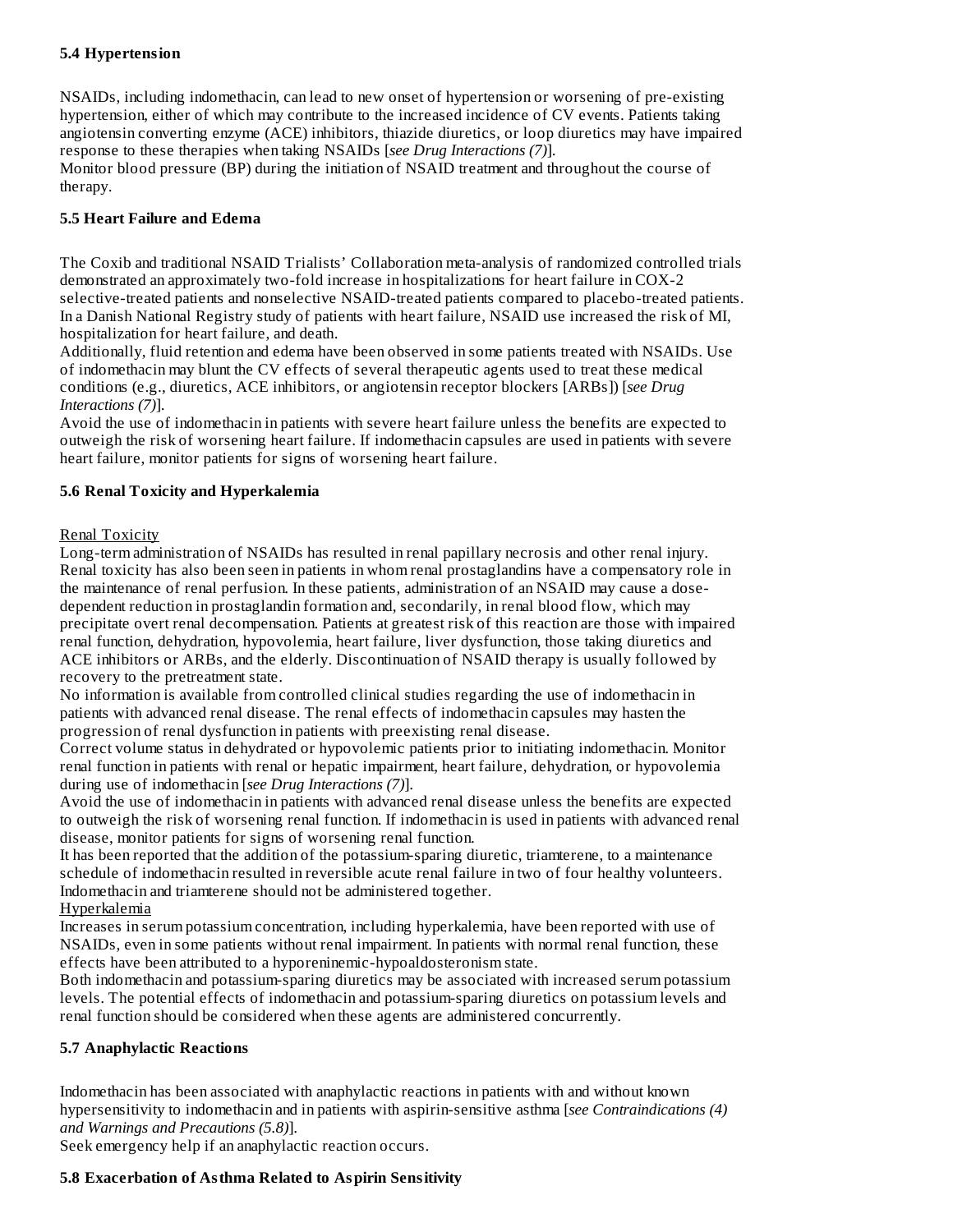### 5.4 Hypertension

NSAIDs, including indomethacin, can lead to new onset of hypertension or worsening of pre-existing hypertension, either of which may contribute to the increased incidence of CV events. Patients taking angiotensin converting enzyme (ACE) inhibitors, thiazide diuretics, or loop diuretics may have impaired response to these therapies when taking NSAIDs [*see Drug Interactions (7)*].

Monitor blood pressure (BP) during the initiation of NSAID treatment and throughout the course of therapy.

### 5.5 Heart Failure and Edema

The Coxib and traditional NSAID Trialists' Collaboration meta-analysis of randomized controlled trials demonstrated an approximately two-fold increase in hospitalizations for heart failure in COX-2 selective-treated patients and nonselective NSAID-treated patients compared to placebo-treated patients. In a Danish National Registry study of patients with heart failure, NSAID use increased the risk of MI, hospitalization for heart failure, and death.

Additionally, fluid retention and edema have been observed in some patients treated with NSAIDs. Use of indomethacin may blunt the CV effects of several therapeutic agents used to treat these medical conditions (e.g., diuretics, ACE inhibitors, or angiotensin receptor blockers [ARBs]) [*see Drug Interactions (7)*].

Avoid the use of indomethacin in patients with severe heart failure unless the benefits are expected to outweigh the risk of worsening heart failure. If indomethacin capsules are used in patients with severe heart failure, monitor patients for signs of worsening heart failure.

### 5.6 Renal Toxicity and Hyperkalemia

Renal Toxicity

Long-term administration of NSAIDs has resulted in renal papillary necrosis and other renal injury. Renal toxicity has also been seen in patients in whom renal prostaglandins have a compensatory role in the maintenance of renal perfusion. In these patients, administration of an NSAID may cause a dose-dependent reduction in prostaglandin formation and, secondarily, in renal blood flow, which may precipitate overt renal decompensation. Patients at greatest risk of this reaction are those with impaired renal function, dehydration, hypovolemia, heart failure, liver dysfunction, those taking diuretics and ACE inhibitors or ARBs, and the elderly. Discontinuation of NSAID therapy is usually followed by recovery to the pretreatment state.

No information is available from controlled clinical studies regarding the use of indomethacin in patients with advanced renal disease. The renal effects of indomethacin capsules may hasten the progression of renal dysfunction in patients with preexisting renal disease.

Correct volume status in dehydrated or hypovolemic patients prior to initiating indomethacin. Monitor renal function in patients with renal or hepatic impairment, heart failure, dehydration, or hypovolemia during use of indomethacin [*see Drug Interactions (7)*].

Avoid the use of indomethacin in patients with advanced renal disease unless the benefits are expected to outweigh the risk of worsening renal function. If indomethacin is used in patients with advanced renal disease, monitor patients for signs of worsening renal function.

It has been reported that the addition of the potassium-sparing diuretic, triamterene, to a maintenance schedule of indomethacin resulted in reversible acute renal failure in two of four healthy volunteers. Indomethacin and triamterene should not be administered together.

Hyperkalemia

Increases in serum potassium concentration, including hyperkalemia, have been reported with use of NSAIDs, even in some patients without renal impairment. In patients with normal renal function, these effects have been attributed to a hyporeninemic-hypoaldosteronism state.

Both indomethacin and potassium-sparing diuretics may be associated with increased serum potassium levels. The potential effects of indomethacin and potassium-sparing diuretics on potassium levels and renal function should be considered when these agents are administered concurrently.

### 5.7 Anaphylactic Reactions

Indomethacin has been associated with anaphylactic reactions in patients with and without known hypersensitivity to indomethacin and in patients with aspirin-sensitive asthma [*see Contraindications (4) and Warnings and Precautions (5.8)*].

Seek emergency help if an anaphylactic reaction occurs.

### 5.8 Exacerbation of Asthma Related to Aspirin Sensitivity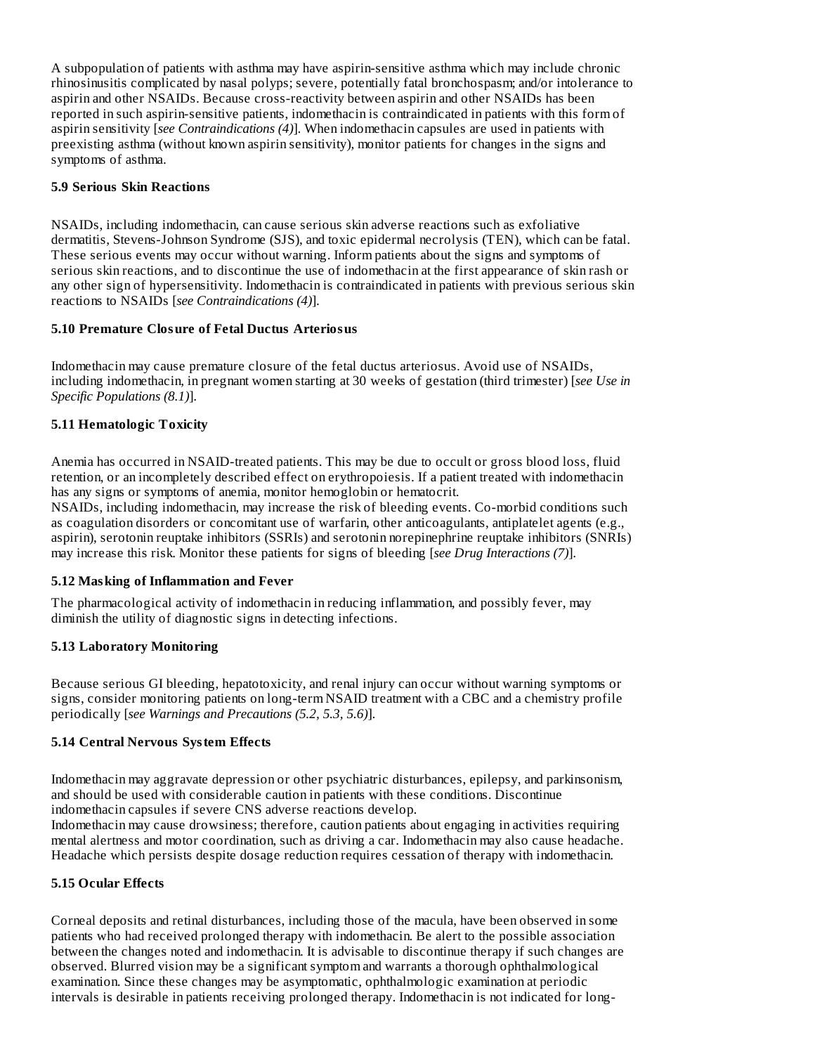A subpopulation of patients with asthma may have aspirin-sensitive asthma which may include chronic rhinosinusitis complicated by nasal polyps; severe, potentially fatal bronchospasm; and/or intolerance to aspirin and other NSAIDs. Because cross-reactivity between aspirin and other NSAIDs has been reported in such aspirin-sensitive patients, indomethacin is contraindicated in patients with this form of aspirin sensitivity [*see Contraindications (4)*]. When indomethacin capsules are used in patients with preexisting asthma (without known aspirin sensitivity), monitor patients for changes in the signs and symptoms of asthma.

### 5.9 Serious Skin Reactions

NSAIDs, including indomethacin, can cause serious skin adverse reactions such as exfoliative dermatitis, Stevens-Johnson Syndrome (SJS), and toxic epidermal necrolysis (TEN), which can be fatal. These serious events may occur without warning. Inform patients about the signs and symptoms of serious skin reactions, and to discontinue the use of indomethacin at the first appearance of skin rash or any other sign of hypersensitivity. Indomethacin is contraindicated in patients with previous serious skin reactions to NSAIDs [*see Contraindications (4)*].

### 5.10 Premature Closure of Fetal Ductus Arteriosus

Indomethacin may cause premature closure of the fetal ductus arteriosus. Avoid use of NSAIDs, including indomethacin, in pregnant women starting at 30 weeks of gestation (third trimester) [*see Use in Specific Populations (8.1)*].

### 5.11 Hematologic Toxicity

Anemia has occurred in NSAID-treated patients. This may be due to occult or gross blood loss, fluid retention, or an incompletely described effect on erythropoiesis. If a patient treated with indomethacin has any signs or symptoms of anemia, monitor hemoglobin or hematocrit.
NSAIDs, including indomethacin, may increase the risk of bleeding events. Co-morbid conditions such as coagulation disorders or concomitant use of warfarin, other anticoagulants, antiplatelet agents (e.g., aspirin), serotonin reuptake inhibitors (SSRIs) and serotonin norepinephrine reuptake inhibitors (SNRIs) may increase this risk. Monitor these patients for signs of bleeding [*see Drug Interactions (7)*].

### 5.12 Masking of Inflammation and Fever

The pharmacological activity of indomethacin in reducing inflammation, and possibly fever, may diminish the utility of diagnostic signs in detecting infections.

### 5.13 Laboratory Monitoring

Because serious GI bleeding, hepatotoxicity, and renal injury can occur without warning symptoms or signs, consider monitoring patients on long-term NSAID treatment with a CBC and a chemistry profile periodically [*see Warnings and Precautions (5.2, 5.3, 5.6)*].

### 5.14 Central Nervous System Effects

Indomethacin may aggravate depression or other psychiatric disturbances, epilepsy, and parkinsonism, and should be used with considerable caution in patients with these conditions. Discontinue indomethacin capsules if severe CNS adverse reactions develop.
Indomethacin may cause drowsiness; therefore, caution patients about engaging in activities requiring mental alertness and motor coordination, such as driving a car. Indomethacin may also cause headache. Headache which persists despite dosage reduction requires cessation of therapy with indomethacin.

### 5.15 Ocular Effects

Corneal deposits and retinal disturbances, including those of the macula, have been observed in some patients who had received prolonged therapy with indomethacin. Be alert to the possible association between the changes noted and indomethacin. It is advisable to discontinue therapy if such changes are observed. Blurred vision may be a significant symptom and warrants a thorough ophthalmological examination. Since these changes may be asymptomatic, ophthalmologic examination at periodic intervals is desirable in patients receiving prolonged therapy. Indomethacin is not indicated for long-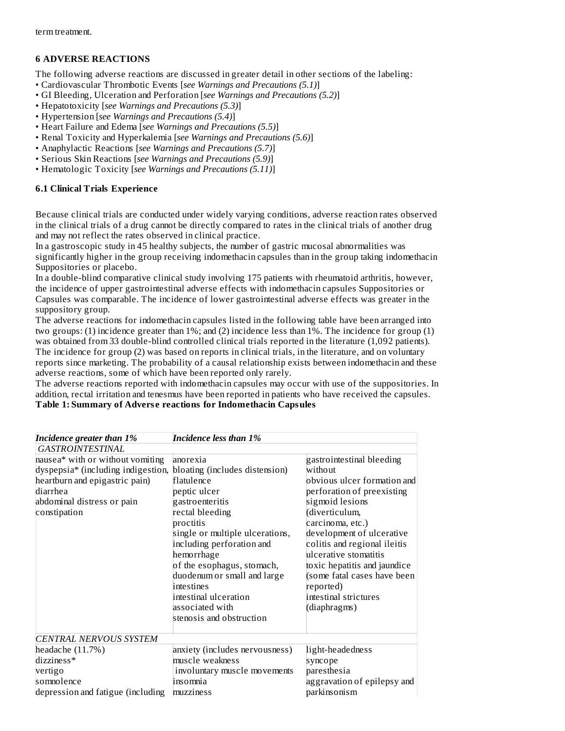term treatment.

## 6 ADVERSE REACTIONS

The following adverse reactions are discussed in greater detail in other sections of the labeling:

- Cardiovascular Thrombotic Events [*see Warnings and Precautions (5.1)*]
- GI Bleeding, Ulceration and Perforation [*see Warnings and Precautions (5.2)*]
- Hepatotoxicity [*see Warnings and Precautions (5.3)*]
- Hypertension [*see Warnings and Precautions (5.4)*]
- Heart Failure and Edema [*see Warnings and Precautions (5.5)*]
- Renal Toxicity and Hyperkalemia [*see Warnings and Precautions (5.6)*]
- Anaphylactic Reactions [*see Warnings and Precautions (5.7)*]
- Serious Skin Reactions [*see Warnings and Precautions (5.9)*]
- Hematologic Toxicity [*see Warnings and Precautions (5.11)*]

### 6.1 Clinical Trials Experience

Because clinical trials are conducted under widely varying conditions, adverse reaction rates observed in the clinical trials of a drug cannot be directly compared to rates in the clinical trials of another drug and may not reflect the rates observed in clinical practice.

In a gastroscopic study in 45 healthy subjects, the number of gastric mucosal abnormalities was significantly higher in the group receiving indomethacin capsules than in the group taking indomethacin Suppositories or placebo.

In a double-blind comparative clinical study involving 175 patients with rheumatoid arthritis, however, the incidence of upper gastrointestinal adverse effects with indomethacin capsules Suppositories or Capsules was comparable. The incidence of lower gastrointestinal adverse effects was greater in the suppository group.

The adverse reactions for indomethacin capsules listed in the following table have been arranged into two groups: (1) incidence greater than 1%; and (2) incidence less than 1%. The incidence for group (1) was obtained from 33 double-blind controlled clinical trials reported in the literature (1,092 patients). The incidence for group (2) was based on reports in clinical trials, in the literature, and on voluntary reports since marketing. The probability of a causal relationship exists between indomethacin and these adverse reactions, some of which have been reported only rarely.

The adverse reactions reported with indomethacin capsules may occur with use of the suppositories. In addition, rectal irritation and tenesmus have been reported in patients who have received the capsules.

**Table 1: Summary of Adverse reactions for Indomethacin Capsules**

| *Incidence greater than 1%* | *Incidence less than 1%* | |
|---|---|---|
| *GASTROINTESTINAL* | | |
| nausea* with or without vomiting<br>dyspepsia* (including indigestion, heartburn and epigastric pain)<br>diarrhea<br>abdominal distress or pain<br>constipation | anorexia<br>bloating (includes distension)<br>flatulence<br>peptic ulcer<br>gastroenteritis<br>rectal bleeding<br>proctitis<br>single or multiple ulcerations, including perforation and hemorrhage of the esophagus, stomach, duodenum or small and large intestines<br>intestinal ulceration associated with stenosis and obstruction | gastrointestinal bleeding without obvious ulcer formation and perforation of preexisting sigmoid lesions (diverticulum, carcinoma, etc.)<br>development of ulcerative colitis and regional ileitis<br>ulcerative stomatitis<br>toxic hepatitis and jaundice (some fatal cases have been reported)<br>intestinal strictures (diaphragms) |
| *CENTRAL NERVOUS SYSTEM* | | |
| headache (11.7%)<br>dizziness*<br>vertigo<br>somnolence<br>depression and fatigue (including | anxiety (includes nervousness)<br>muscle weakness<br>involuntary muscle movements<br>insomnia<br>muzziness | light-headedness<br>syncope<br>paresthesia<br>aggravation of epilepsy and parkinsonism |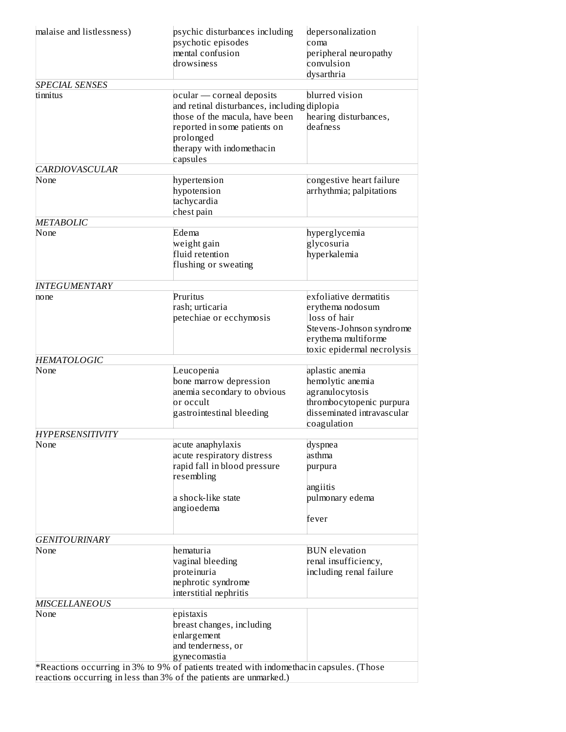| | | |
|---|---|---|
| malaise and listlessness) | psychic disturbances including psychotic episodes<br>mental confusion<br>drowsiness | depersonalization<br>coma<br>peripheral neuropathy<br>convulsion<br>dysarthria |
| *SPECIAL SENSES* | | |
| tinnitus | ocular — corneal deposits and retinal disturbances, including those of the macula, have been reported in some patients on prolonged therapy with indomethacin capsules | blurred vision<br>diplopia<br>hearing disturbances, deafness |
| *CARDIOVASCULAR* | | |
| None | hypertension<br>hypotension<br>tachycardia<br>chest pain | congestive heart failure<br>arrhythmia; palpitations |
| *METABOLIC* | | |
| None | Edema<br>weight gain<br>fluid retention<br>flushing or sweating | hyperglycemia<br>glycosuria<br>hyperkalemia |
| *INTEGUMENTARY* | | |
| none | Pruritus<br>rash; urticaria<br>petechiae or ecchymosis | exfoliative dermatitis<br>erythema nodosum<br>loss of hair<br>Stevens-Johnson syndrome<br>erythema multiforme<br>toxic epidermal necrolysis |
| *HEMATOLOGIC* | | |
| None | Leucopenia<br>bone marrow depression<br>anemia secondary to obvious or occult gastrointestinal bleeding | aplastic anemia<br>hemolytic anemia<br>agranulocytosis<br>thrombocytopenic purpura<br>disseminated intravascular coagulation |
| *HYPERSENSITIVITY* | | |
| None | acute anaphylaxis<br>acute respiratory distress<br>rapid fall in blood pressure resembling a shock-like state<br>angioedema | dyspnea<br>asthma<br>purpura<br>angiitis<br>pulmonary edema<br>fever |
| *GENITOURINARY* | | |
| None | hematuria<br>vaginal bleeding<br>proteinuria<br>nephrotic syndrome<br>interstitial nephritis | BUN elevation<br>renal insufficiency, including renal failure |
| *MISCELLANEOUS* | | |
| None | epistaxis<br>breast changes, including enlargement and tenderness, or gynecomastia | |

*Reactions occurring in 3% to 9% of patients treated with indomethacin capsules. (Those reactions occurring in less than 3% of the patients are unmarked.)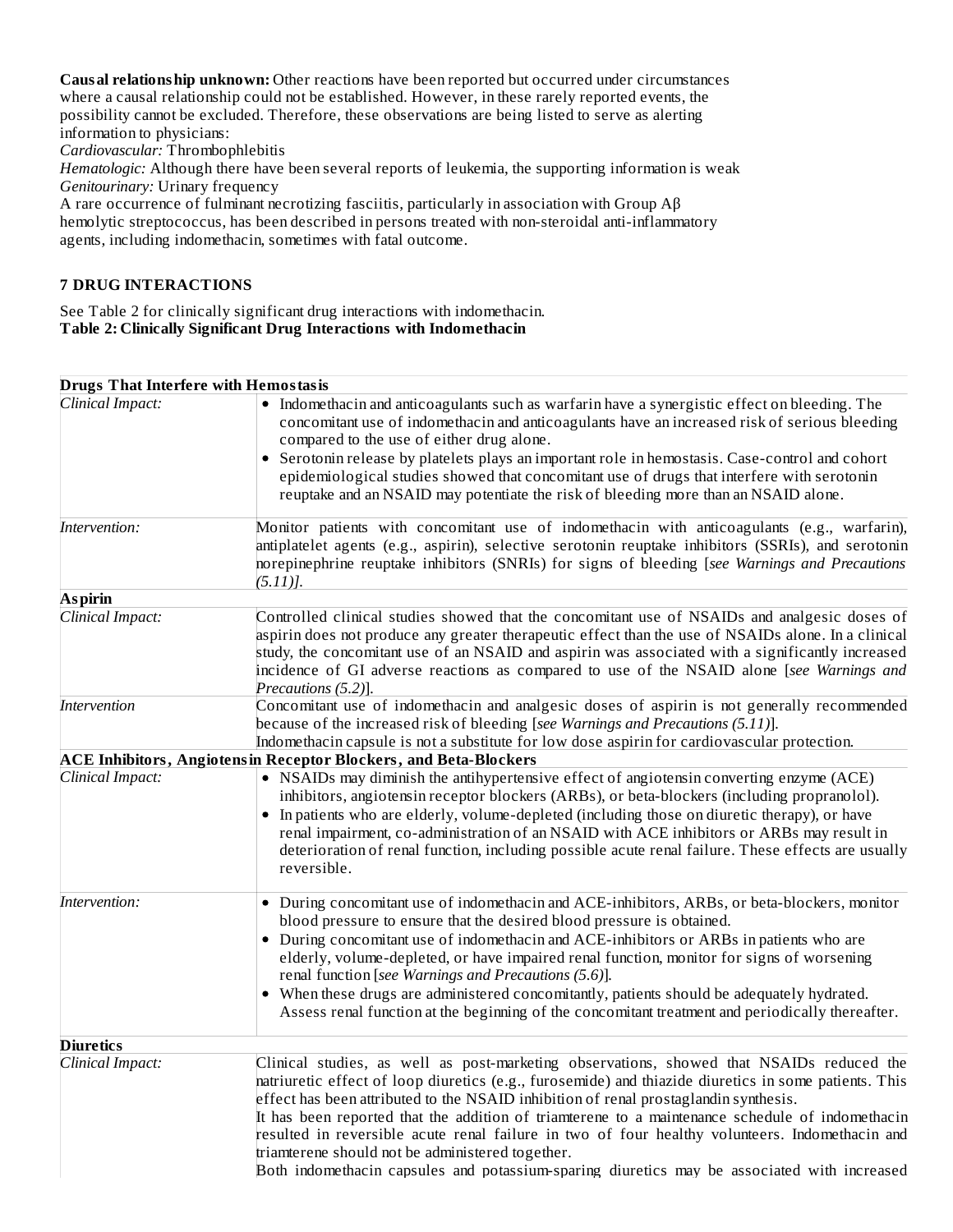**Causal relationship unknown:** Other reactions have been reported but occurred under circumstances where a causal relationship could not be established. However, in these rarely reported events, the possibility cannot be excluded. Therefore, these observations are being listed to serve as alerting information to physicians:

*Cardiovascular:* Thrombophlebitis

*Hematologic:* Although there have been several reports of leukemia, the supporting information is weak

*Genitourinary:* Urinary frequency

A rare occurrence of fulminant necrotizing fasciitis, particularly in association with Group Aβ hemolytic streptococcus, has been described in persons treated with non-steroidal anti-inflammatory agents, including indomethacin, sometimes with fatal outcome.

## 7 DRUG INTERACTIONS

See Table 2 for clinically significant drug interactions with indomethacin.

**Table 2: Clinically Significant Drug Interactions with Indomethacin**

| **Drugs That Interfere with Hemostasis** | |
|---|---|
| *Clinical Impact:* | • Indomethacin and anticoagulants such as warfarin have a synergistic effect on bleeding. The concomitant use of indomethacin and anticoagulants have an increased risk of serious bleeding compared to the use of either drug alone. <br> • Serotonin release by platelets plays an important role in hemostasis. Case-control and cohort epidemiological studies showed that concomitant use of drugs that interfere with serotonin reuptake and an NSAID may potentiate the risk of bleeding more than an NSAID alone. |
| *Intervention:* | Monitor patients with concomitant use of indomethacin with anticoagulants (e.g., warfarin), antiplatelet agents (e.g., aspirin), selective serotonin reuptake inhibitors (SSRIs), and serotonin norepinephrine reuptake inhibitors (SNRIs) for signs of bleeding [*see Warnings and Precautions (5.11)*]. |
| **Aspirin** | |
| *Clinical Impact:* | Controlled clinical studies showed that the concomitant use of NSAIDs and analgesic doses of aspirin does not produce any greater therapeutic effect than the use of NSAIDs alone. In a clinical study, the concomitant use of an NSAID and aspirin was associated with a significantly increased incidence of GI adverse reactions as compared to use of the NSAID alone [*see Warnings and Precautions (5.2)*]. |
| *Intervention* | Concomitant use of indomethacin and analgesic doses of aspirin is not generally recommended because of the increased risk of bleeding [*see Warnings and Precautions (5.11)*]. <br> Indomethacin capsule is not a substitute for low dose aspirin for cardiovascular protection. |
| **ACE Inhibitors, Angiotensin Receptor Blockers, and Beta-Blockers** | |
| *Clinical Impact:* | • NSAIDs may diminish the antihypertensive effect of angiotensin converting enzyme (ACE) inhibitors, angiotensin receptor blockers (ARBs), or beta-blockers (including propranolol). <br> • In patients who are elderly, volume-depleted (including those on diuretic therapy), or have renal impairment, co-administration of an NSAID with ACE inhibitors or ARBs may result in deterioration of renal function, including possible acute renal failure. These effects are usually reversible. |
| *Intervention:* | • During concomitant use of indomethacin and ACE-inhibitors, ARBs, or beta-blockers, monitor blood pressure to ensure that the desired blood pressure is obtained. <br> • During concomitant use of indomethacin and ACE-inhibitors or ARBs in patients who are elderly, volume-depleted, or have impaired renal function, monitor for signs of worsening renal function [*see Warnings and Precautions (5.6)*]. <br> • When these drugs are administered concomitantly, patients should be adequately hydrated. Assess renal function at the beginning of the concomitant treatment and periodically thereafter. |
| **Diuretics** | |
| *Clinical Impact:* | Clinical studies, as well as post-marketing observations, showed that NSAIDs reduced the natriuretic effect of loop diuretics (e.g., furosemide) and thiazide diuretics in some patients. This effect has been attributed to the NSAID inhibition of renal prostaglandin synthesis. <br> It has been reported that the addition of triamterene to a maintenance schedule of indomethacin resulted in reversible acute renal failure in two of four healthy volunteers. Indomethacin and triamterene should not be administered together. <br> Both indomethacin capsules and potassium-sparing diuretics may be associated with increased |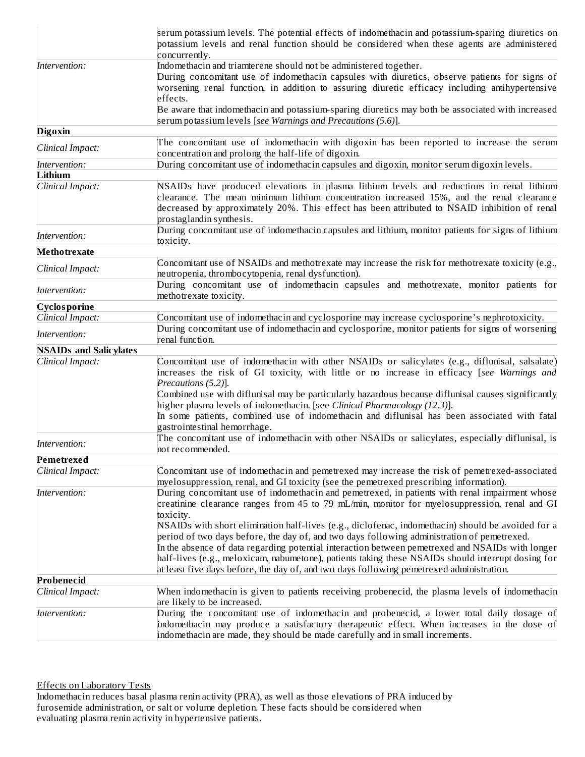| | |
|---|---|
| | serum potassium levels. The potential effects of indomethacin and potassium-sparing diuretics on potassium levels and renal function should be considered when these agents are administered concurrently. |
| *Intervention:* | Indomethacin and triamterene should not be administered together.<br>During concomitant use of indomethacin capsules with diuretics, observe patients for signs of worsening renal function, in addition to assuring diuretic efficacy including antihypertensive effects.<br>Be aware that indomethacin and potassium-sparing diuretics may both be associated with increased serum potassium levels [*see Warnings and Precautions (5.6)*]. |
| **Digoxin** | |
| *Clinical Impact:* | The concomitant use of indomethacin with digoxin has been reported to increase the serum concentration and prolong the half-life of digoxin. |
| *Intervention:* | During concomitant use of indomethacin capsules and digoxin, monitor serum digoxin levels. |
| **Lithium** | |
| *Clinical Impact:* | NSAIDs have produced elevations in plasma lithium levels and reductions in renal lithium clearance. The mean minimum lithium concentration increased 15%, and the renal clearance decreased by approximately 20%. This effect has been attributed to NSAID inhibition of renal prostaglandin synthesis. |
| *Intervention:* | During concomitant use of indomethacin capsules and lithium, monitor patients for signs of lithium toxicity. |
| **Methotrexate** | |
| *Clinical Impact:* | Concomitant use of NSAIDs and methotrexate may increase the risk for methotrexate toxicity (e.g., neutropenia, thrombocytopenia, renal dysfunction). |
| *Intervention:* | During concomitant use of indomethacin capsules and methotrexate, monitor patients for methotrexate toxicity. |
| **Cyclosporine** | |
| *Clinical Impact:* | Concomitant use of indomethacin and cyclosporine may increase cyclosporine's nephrotoxicity. |
| *Intervention:* | During concomitant use of indomethacin and cyclosporine, monitor patients for signs of worsening renal function. |
| **NSAIDs and Salicylates** | |
| *Clinical Impact:* | Concomitant use of indomethacin with other NSAIDs or salicylates (e.g., diflunisal, salsalate) increases the risk of GI toxicity, with little or no increase in efficacy [*see Warnings and Precautions (5.2)*].<br>Combined use with diflunisal may be particularly hazardous because diflunisal causes significantly higher plasma levels of indomethacin. [see *Clinical Pharmacology (12.3)*].<br>In some patients, combined use of indomethacin and diflunisal has been associated with fatal gastrointestinal hemorrhage. |
| *Intervention:* | The concomitant use of indomethacin with other NSAIDs or salicylates, especially diflunisal, is not recommended. |
| **Pemetrexed** | |
| *Clinical Impact:* | Concomitant use of indomethacin and pemetrexed may increase the risk of pemetrexed-associated myelosuppression, renal, and GI toxicity (see the pemetrexed prescribing information). |
| *Intervention:* | During concomitant use of indomethacin and pemetrexed, in patients with renal impairment whose creatinine clearance ranges from 45 to 79 mL/min, monitor for myelosuppression, renal and GI toxicity.<br>NSAIDs with short elimination half-lives (e.g., diclofenac, indomethacin) should be avoided for a period of two days before, the day of, and two days following administration of pemetrexed.<br>In the absence of data regarding potential interaction between pemetrexed and NSAIDs with longer half-lives (e.g., meloxicam, nabumetone), patients taking these NSAIDs should interrupt dosing for at least five days before, the day of, and two days following pemetrexed administration. |
| **Probenecid** | |
| *Clinical Impact:* | When indomethacin is given to patients receiving probenecid, the plasma levels of indomethacin are likely to be increased. |
| *Intervention:* | During the concomitant use of indomethacin and probenecid, a lower total daily dosage of indomethacin may produce a satisfactory therapeutic effect. When increases in the dose of indomethacin are made, they should be made carefully and in small increments. |

Effects on Laboratory Tests

Indomethacin reduces basal plasma renin activity (PRA), as well as those elevations of PRA induced by furosemide administration, or salt or volume depletion. These facts should be considered when evaluating plasma renin activity in hypertensive patients.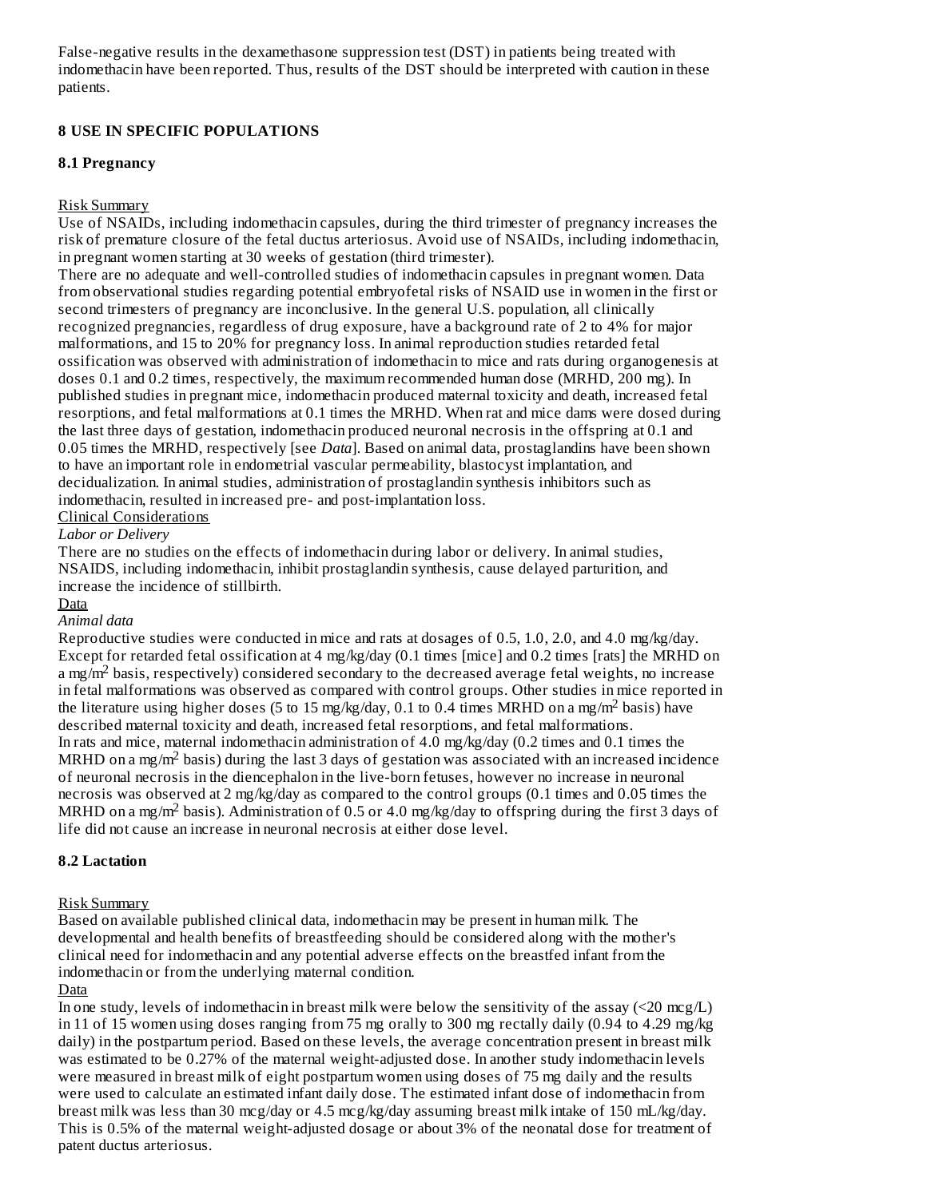False-negative results in the dexamethasone suppression test (DST) in patients being treated with indomethacin have been reported. Thus, results of the DST should be interpreted with caution in these patients.

## 8 USE IN SPECIFIC POPULATIONS

### 8.1 Pregnancy

Risk Summary

Use of NSAIDs, including indomethacin capsules, during the third trimester of pregnancy increases the risk of premature closure of the fetal ductus arteriosus. Avoid use of NSAIDs, including indomethacin, in pregnant women starting at 30 weeks of gestation (third trimester).

There are no adequate and well-controlled studies of indomethacin capsules in pregnant women. Data from observational studies regarding potential embryofetal risks of NSAID use in women in the first or second trimesters of pregnancy are inconclusive. In the general U.S. population, all clinically recognized pregnancies, regardless of drug exposure, have a background rate of 2 to 4% for major malformations, and 15 to 20% for pregnancy loss. In animal reproduction studies retarded fetal ossification was observed with administration of indomethacin to mice and rats during organogenesis at doses 0.1 and 0.2 times, respectively, the maximum recommended human dose (MRHD, 200 mg). In published studies in pregnant mice, indomethacin produced maternal toxicity and death, increased fetal resorptions, and fetal malformations at 0.1 times the MRHD. When rat and mice dams were dosed during the last three days of gestation, indomethacin produced neuronal necrosis in the offspring at 0.1 and 0.05 times the MRHD, respectively [see *Data*]. Based on animal data, prostaglandins have been shown to have an important role in endometrial vascular permeability, blastocyst implantation, and decidualization. In animal studies, administration of prostaglandin synthesis inhibitors such as indomethacin, resulted in increased pre- and post-implantation loss.

Clinical Considerations

*Labor or Delivery*

There are no studies on the effects of indomethacin during labor or delivery. In animal studies, NSAIDS, including indomethacin, inhibit prostaglandin synthesis, cause delayed parturition, and increase the incidence of stillbirth.

Data

*Animal data*

Reproductive studies were conducted in mice and rats at dosages of 0.5, 1.0, 2.0, and 4.0 mg/kg/day. Except for retarded fetal ossification at 4 mg/kg/day (0.1 times [mice] and 0.2 times [rats] the MRHD on a mg/m$^2$ basis, respectively) considered secondary to the decreased average fetal weights, no increase in fetal malformations was observed as compared with control groups. Other studies in mice reported in the literature using higher doses (5 to 15 mg/kg/day, 0.1 to 0.4 times MRHD on a mg/m$^2$ basis) have described maternal toxicity and death, increased fetal resorptions, and fetal malformations.

In rats and mice, maternal indomethacin administration of 4.0 mg/kg/day (0.2 times and 0.1 times the MRHD on a mg/m$^2$ basis) during the last 3 days of gestation was associated with an increased incidence of neuronal necrosis in the diencephalon in the live-born fetuses, however no increase in neuronal necrosis was observed at 2 mg/kg/day as compared to the control groups (0.1 times and 0.05 times the MRHD on a mg/m$^2$ basis). Administration of 0.5 or 4.0 mg/kg/day to offspring during the first 3 days of life did not cause an increase in neuronal necrosis at either dose level.

### 8.2 Lactation

Risk Summary

Based on available published clinical data, indomethacin may be present in human milk. The developmental and health benefits of breastfeeding should be considered along with the mother's clinical need for indomethacin and any potential adverse effects on the breastfed infant from the indomethacin or from the underlying maternal condition.

Data

In one study, levels of indomethacin in breast milk were below the sensitivity of the assay (<20 mcg/L) in 11 of 15 women using doses ranging from 75 mg orally to 300 mg rectally daily (0.94 to 4.29 mg/kg daily) in the postpartum period. Based on these levels, the average concentration present in breast milk was estimated to be 0.27% of the maternal weight-adjusted dose. In another study indomethacin levels were measured in breast milk of eight postpartum women using doses of 75 mg daily and the results were used to calculate an estimated infant daily dose. The estimated infant dose of indomethacin from breast milk was less than 30 mcg/day or 4.5 mcg/kg/day assuming breast milk intake of 150 mL/kg/day. This is 0.5% of the maternal weight-adjusted dosage or about 3% of the neonatal dose for treatment of patent ductus arteriosus.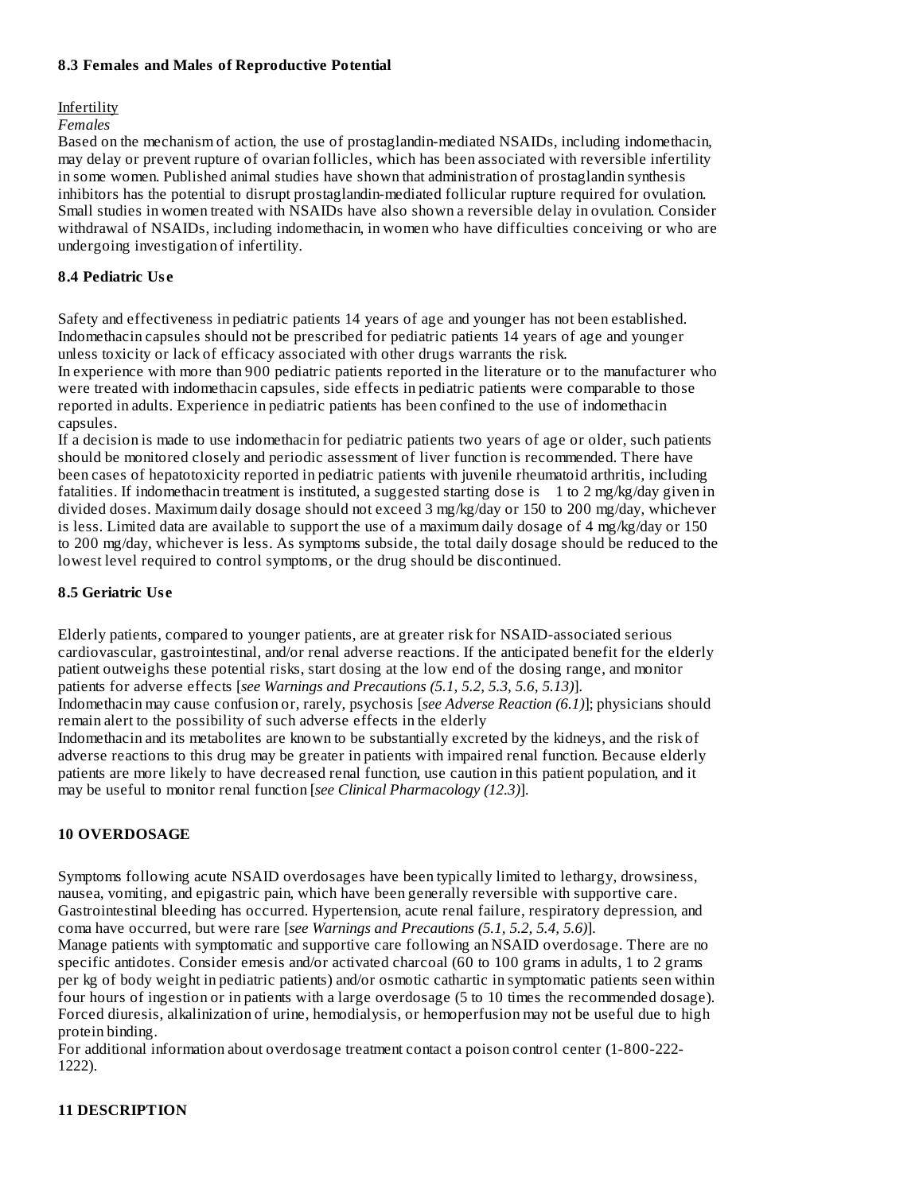### 8.3 Females and Males of Reproductive Potential

Infertility

*Females*

Based on the mechanism of action, the use of prostaglandin-mediated NSAIDs, including indomethacin, may delay or prevent rupture of ovarian follicles, which has been associated with reversible infertility in some women. Published animal studies have shown that administration of prostaglandin synthesis inhibitors has the potential to disrupt prostaglandin-mediated follicular rupture required for ovulation. Small studies in women treated with NSAIDs have also shown a reversible delay in ovulation. Consider withdrawal of NSAIDs, including indomethacin, in women who have difficulties conceiving or who are undergoing investigation of infertility.

### 8.4 Pediatric Use

Safety and effectiveness in pediatric patients 14 years of age and younger has not been established. Indomethacin capsules should not be prescribed for pediatric patients 14 years of age and younger unless toxicity or lack of efficacy associated with other drugs warrants the risk.

In experience with more than 900 pediatric patients reported in the literature or to the manufacturer who were treated with indomethacin capsules, side effects in pediatric patients were comparable to those reported in adults. Experience in pediatric patients has been confined to the use of indomethacin capsules.

If a decision is made to use indomethacin for pediatric patients two years of age or older, such patients should be monitored closely and periodic assessment of liver function is recommended. There have been cases of hepatotoxicity reported in pediatric patients with juvenile rheumatoid arthritis, including fatalities. If indomethacin treatment is instituted, a suggested starting dose is 1 to 2 mg/kg/day given in divided doses. Maximum daily dosage should not exceed 3 mg/kg/day or 150 to 200 mg/day, whichever is less. Limited data are available to support the use of a maximum daily dosage of 4 mg/kg/day or 150 to 200 mg/day, whichever is less. As symptoms subside, the total daily dosage should be reduced to the lowest level required to control symptoms, or the drug should be discontinued.

### 8.5 Geriatric Use

Elderly patients, compared to younger patients, are at greater risk for NSAID-associated serious cardiovascular, gastrointestinal, and/or renal adverse reactions. If the anticipated benefit for the elderly patient outweighs these potential risks, start dosing at the low end of the dosing range, and monitor patients for adverse effects [*see Warnings and Precautions (5.1, 5.2, 5.3, 5.6, 5.13)*].

Indomethacin may cause confusion or, rarely, psychosis [*see Adverse Reaction (6.1)*]; physicians should remain alert to the possibility of such adverse effects in the elderly

Indomethacin and its metabolites are known to be substantially excreted by the kidneys, and the risk of adverse reactions to this drug may be greater in patients with impaired renal function. Because elderly patients are more likely to have decreased renal function, use caution in this patient population, and it may be useful to monitor renal function [*see Clinical Pharmacology (12.3)*].

## 10 OVERDOSAGE

Symptoms following acute NSAID overdosages have been typically limited to lethargy, drowsiness, nausea, vomiting, and epigastric pain, which have been generally reversible with supportive care. Gastrointestinal bleeding has occurred. Hypertension, acute renal failure, respiratory depression, and coma have occurred, but were rare [*see Warnings and Precautions (5.1, 5.2, 5.4, 5.6)*].

Manage patients with symptomatic and supportive care following an NSAID overdosage. There are no specific antidotes. Consider emesis and/or activated charcoal (60 to 100 grams in adults, 1 to 2 grams per kg of body weight in pediatric patients) and/or osmotic cathartic in symptomatic patients seen within four hours of ingestion or in patients with a large overdosage (5 to 10 times the recommended dosage). Forced diuresis, alkalinization of urine, hemodialysis, or hemoperfusion may not be useful due to high protein binding.

For additional information about overdosage treatment contact a poison control center (1-800-222-1222).

## 11 DESCRIPTION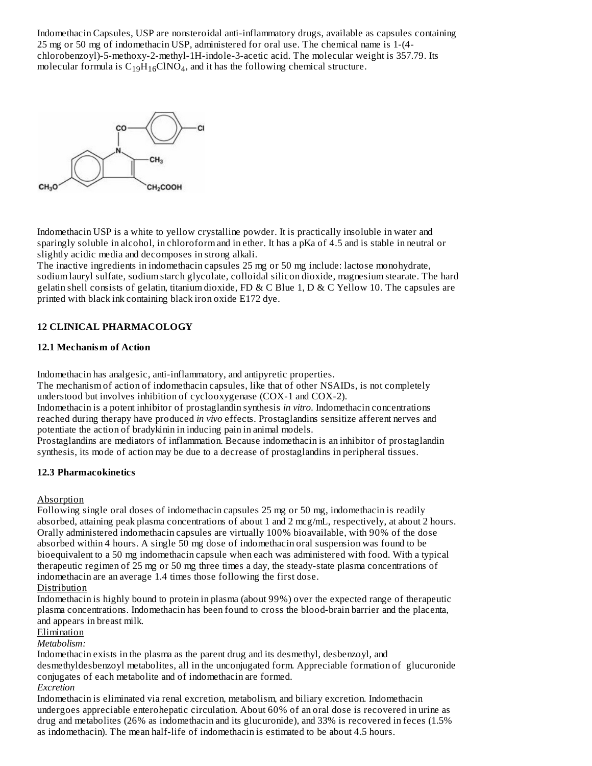Indomethacin Capsules, USP are nonsteroidal anti-inflammatory drugs, available as capsules containing 25 mg or 50 mg of indomethacin USP, administered for oral use. The chemical name is 1-(4-chlorobenzoyl)-5-methoxy-2-methyl-1H-indole-3-acetic acid. The molecular weight is 357.79. Its molecular formula is $C_{19}H_{16}ClNO_4$, and it has the following chemical structure.

Indomethacin USP is a white to yellow crystalline powder. It is practically insoluble in water and sparingly soluble in alcohol, in chloroform and in ether. It has a pKa of 4.5 and is stable in neutral or slightly acidic media and decomposes in strong alkali.

The inactive ingredients in indomethacin capsules 25 mg or 50 mg include: lactose monohydrate, sodium lauryl sulfate, sodium starch glycolate, colloidal silicon dioxide, magnesium stearate. The hard gelatin shell consists of gelatin, titanium dioxide, FD & C Blue 1, D & C Yellow 10. The capsules are printed with black ink containing black iron oxide E172 dye.

## 12 CLINICAL PHARMACOLOGY

### 12.1 Mechanism of Action

Indomethacin has analgesic, anti-inflammatory, and antipyretic properties.

The mechanism of action of indomethacin capsules, like that of other NSAIDs, is not completely understood but involves inhibition of cyclooxygenase (COX-1 and COX-2).

Indomethacin is a potent inhibitor of prostaglandin synthesis *in vitro*. Indomethacin concentrations reached during therapy have produced *in vivo* effects. Prostaglandins sensitize afferent nerves and potentiate the action of bradykinin in inducing pain in animal models.

Prostaglandins are mediators of inflammation. Because indomethacin is an inhibitor of prostaglandin synthesis, its mode of action may be due to a decrease of prostaglandins in peripheral tissues.

### 12.3 Pharmacokinetics

Absorption

Following single oral doses of indomethacin capsules 25 mg or 50 mg, indomethacin is readily absorbed, attaining peak plasma concentrations of about 1 and 2 mcg/mL, respectively, at about 2 hours. Orally administered indomethacin capsules are virtually 100% bioavailable, with 90% of the dose absorbed within 4 hours. A single 50 mg dose of indomethacin oral suspension was found to be bioequivalent to a 50 mg indomethacin capsule when each was administered with food. With a typical therapeutic regimen of 25 mg or 50 mg three times a day, the steady-state plasma concentrations of indomethacin are an average 1.4 times those following the first dose.

Distribution

Indomethacin is highly bound to protein in plasma (about 99%) over the expected range of therapeutic plasma concentrations. Indomethacin has been found to cross the blood-brain barrier and the placenta, and appears in breast milk.

Elimination

*Metabolism:*

Indomethacin exists in the plasma as the parent drug and its desmethyl, desbenzoyl, and desmethyldesbenzoyl metabolites, all in the unconjugated form. Appreciable formation of glucuronide conjugates of each metabolite and of indomethacin are formed.

*Excretion*

Indomethacin is eliminated via renal excretion, metabolism, and biliary excretion. Indomethacin undergoes appreciable enterohepatic circulation. About 60% of an oral dose is recovered in urine as drug and metabolites (26% as indomethacin and its glucuronide), and 33% is recovered in feces (1.5% as indomethacin). The mean half-life of indomethacin is estimated to be about 4.5 hours.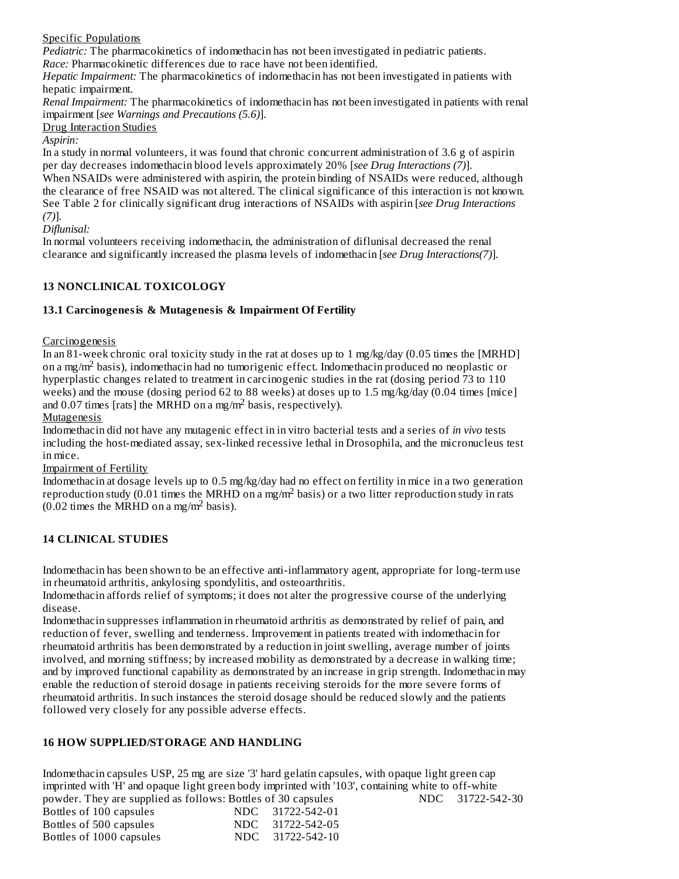Specific Populations

*Pediatric:* The pharmacokinetics of indomethacin has not been investigated in pediatric patients.
*Race:* Pharmacokinetic differences due to race have not been identified.
*Hepatic Impairment:* The pharmacokinetics of indomethacin has not been investigated in patients with hepatic impairment.
*Renal Impairment:* The pharmacokinetics of indomethacin has not been investigated in patients with renal impairment [*see Warnings and Precautions (5.6)*].

Drug Interaction Studies

*Aspirin:*

In a study in normal volunteers, it was found that chronic concurrent administration of 3.6 g of aspirin per day decreases indomethacin blood levels approximately 20% [*see Drug Interactions (7)*].
When NSAIDs were administered with aspirin, the protein binding of NSAIDs were reduced, although the clearance of free NSAID was not altered. The clinical significance of this interaction is not known. See Table 2 for clinically significant drug interactions of NSAIDs with aspirin [*see Drug Interactions (7)*].

*Diflunisal:*

In normal volunteers receiving indomethacin, the administration of diflunisal decreased the renal clearance and significantly increased the plasma levels of indomethacin [*see Drug Interactions(7)*].

## 13 NONCLINICAL TOXICOLOGY

### 13.1 Carcinogenesis & Mutagenesis & Impairment Of Fertility

Carcinogenesis

In an 81-week chronic oral toxicity study in the rat at doses up to 1 mg/kg/day (0.05 times the [MRHD] on a mg/m$^2$ basis), indomethacin had no tumorigenic effect. Indomethacin produced no neoplastic or hyperplastic changes related to treatment in carcinogenic studies in the rat (dosing period 73 to 110 weeks) and the mouse (dosing period 62 to 88 weeks) at doses up to 1.5 mg/kg/day (0.04 times [mice] and 0.07 times [rats] the MRHD on a mg/m$^2$ basis, respectively).

Mutagenesis

Indomethacin did not have any mutagenic effect in in vitro bacterial tests and a series of *in vivo* tests including the host-mediated assay, sex-linked recessive lethal in Drosophila, and the micronucleus test in mice.

Impairment of Fertility

Indomethacin at dosage levels up to 0.5 mg/kg/day had no effect on fertility in mice in a two generation reproduction study (0.01 times the MRHD on a mg/m$^2$ basis) or a two litter reproduction study in rats (0.02 times the MRHD on a mg/m$^2$ basis).

## 14 CLINICAL STUDIES

Indomethacin has been shown to be an effective anti-inflammatory agent, appropriate for long-term use in rheumatoid arthritis, ankylosing spondylitis, and osteoarthritis.
Indomethacin affords relief of symptoms; it does not alter the progressive course of the underlying disease.
Indomethacin suppresses inflammation in rheumatoid arthritis as demonstrated by relief of pain, and reduction of fever, swelling and tenderness. Improvement in patients treated with indomethacin for rheumatoid arthritis has been demonstrated by a reduction in joint swelling, average number of joints involved, and morning stiffness; by increased mobility as demonstrated by a decrease in walking time; and by improved functional capability as demonstrated by an increase in grip strength. Indomethacin may enable the reduction of steroid dosage in patients receiving steroids for the more severe forms of rheumatoid arthritis. In such instances the steroid dosage should be reduced slowly and the patients followed very closely for any possible adverse effects.

## 16 HOW SUPPLIED/STORAGE AND HANDLING

Indomethacin capsules USP, 25 mg are size '3' hard gelatin capsules, with opaque light green cap imprinted with 'H' and opaque light green body imprinted with '103', containing white to off-white powder. They are supplied as follows:

| | |
|---|---|
| Bottles of 30 capsules | NDC 31722-542-30 |
| Bottles of 100 capsules | NDC 31722-542-01 |
| Bottles of 500 capsules | NDC 31722-542-05 |
| Bottles of 1000 capsules | NDC 31722-542-10 |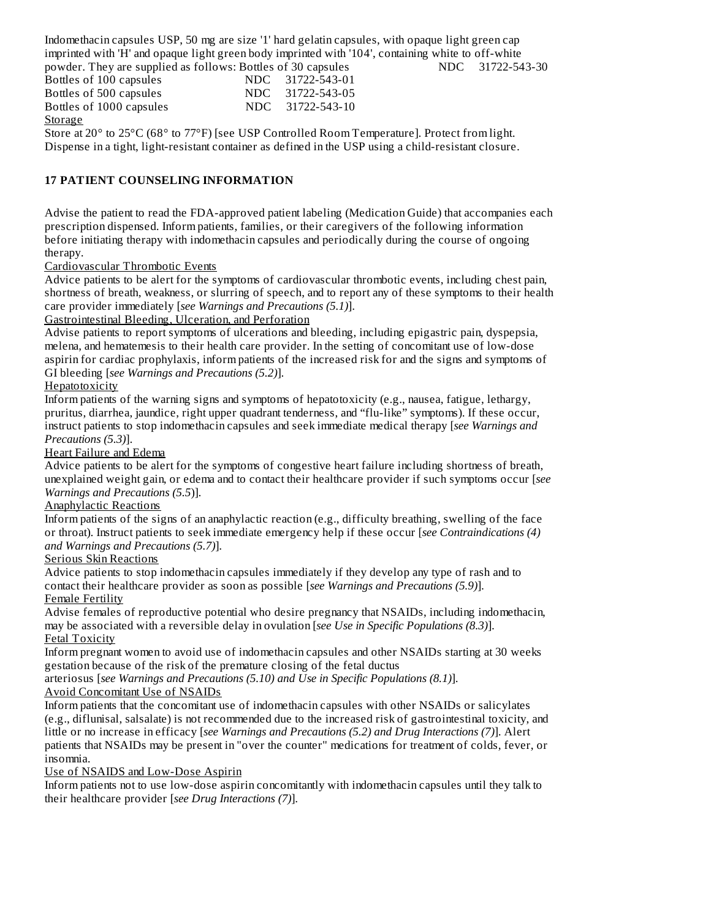Indomethacin capsules USP, 50 mg are size '1' hard gelatin capsules, with opaque light green cap imprinted with 'H' and opaque light green body imprinted with '104', containing white to off-white powder. They are supplied as follows:

| | |
|---|---|
| Bottles of 30 capsules | NDC 31722-543-30 |
| Bottles of 100 capsules | NDC 31722-543-01 |
| Bottles of 500 capsules | NDC 31722-543-05 |
| Bottles of 1000 capsules | NDC 31722-543-10 |

Storage

Store at 20° to 25°C (68° to 77°F) [see USP Controlled Room Temperature]. Protect from light. Dispense in a tight, light-resistant container as defined in the USP using a child-resistant closure.

## 17 PATIENT COUNSELING INFORMATION

Advise the patient to read the FDA-approved patient labeling (Medication Guide) that accompanies each prescription dispensed. Inform patients, families, or their caregivers of the following information before initiating therapy with indomethacin capsules and periodically during the course of ongoing therapy.

Cardiovascular Thrombotic Events

Advice patients to be alert for the symptoms of cardiovascular thrombotic events, including chest pain, shortness of breath, weakness, or slurring of speech, and to report any of these symptoms to their health care provider immediately [*see Warnings and Precautions (5.1)*].

Gastrointestinal Bleeding, Ulceration, and Perforation

Advise patients to report symptoms of ulcerations and bleeding, including epigastric pain, dyspepsia, melena, and hematemesis to their health care provider. In the setting of concomitant use of low-dose aspirin for cardiac prophylaxis, inform patients of the increased risk for and the signs and symptoms of GI bleeding [*see Warnings and Precautions (5.2)*].

Hepatotoxicity

Inform patients of the warning signs and symptoms of hepatotoxicity (e.g., nausea, fatigue, lethargy, pruritus, diarrhea, jaundice, right upper quadrant tenderness, and "flu-like" symptoms). If these occur, instruct patients to stop indomethacin capsules and seek immediate medical therapy [*see Warnings and Precautions (5.3)*].

Heart Failure and Edema

Advice patients to be alert for the symptoms of congestive heart failure including shortness of breath, unexplained weight gain, or edema and to contact their healthcare provider if such symptoms occur [*see Warnings and Precautions (5.5*)].

Anaphylactic Reactions

Inform patients of the signs of an anaphylactic reaction (e.g., difficulty breathing, swelling of the face or throat). Instruct patients to seek immediate emergency help if these occur [*see Contraindications (4) and Warnings and Precautions (5.7)*].

Serious Skin Reactions

Advice patients to stop indomethacin capsules immediately if they develop any type of rash and to contact their healthcare provider as soon as possible [*see Warnings and Precautions (5.9)*].

Female Fertility

Advise females of reproductive potential who desire pregnancy that NSAIDs, including indomethacin, may be associated with a reversible delay in ovulation [*see Use in Specific Populations (8.3)*].

Fetal Toxicity

Inform pregnant women to avoid use of indomethacin capsules and other NSAIDs starting at 30 weeks gestation because of the risk of the premature closing of the fetal ductus arteriosus [*see Warnings and Precautions (5.10) and Use in Specific Populations (8.1)*].

Avoid Concomitant Use of NSAIDs

Inform patients that the concomitant use of indomethacin capsules with other NSAIDs or salicylates (e.g., diflunisal, salsalate) is not recommended due to the increased risk of gastrointestinal toxicity, and little or no increase in efficacy [*see Warnings and Precautions (5.2) and Drug Interactions (7)*]. Alert patients that NSAIDs may be present in "over the counter" medications for treatment of colds, fever, or insomnia.

Use of NSAIDS and Low-Dose Aspirin

Inform patients not to use low-dose aspirin concomitantly with indomethacin capsules until they talk to their healthcare provider [*see Drug Interactions (7)*].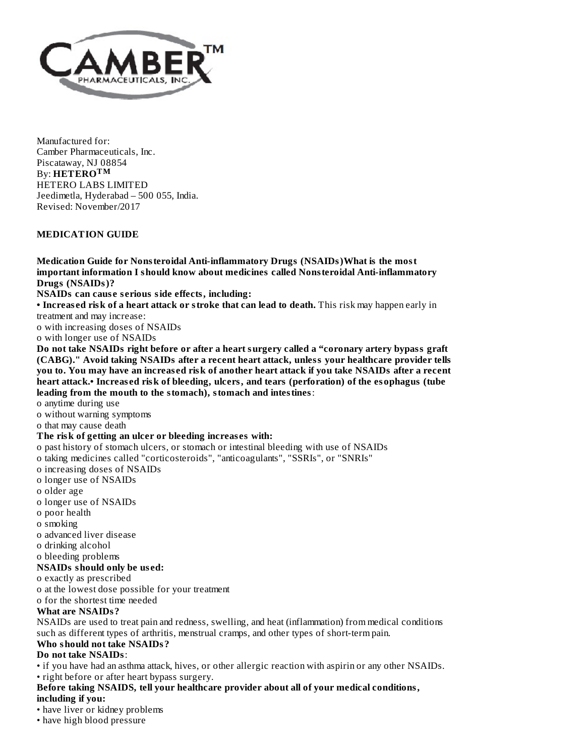Manufactured for:
Camber Pharmaceuticals, Inc.
Piscataway, NJ 08854
By: **HETERO™**
HETERO LABS LIMITED
Jeedimetla, Hyderabad – 500 055, India.
Revised: November/2017

**MEDICATION GUIDE**

**Medication Guide for Nonsteroidal Anti-inflammatory Drugs (NSAIDs)What is the most important information I should know about medicines called Nonsteroidal Anti-inflammatory Drugs (NSAIDs)?**

**NSAIDs can cause serious side effects, including:**

**• Increased risk of a heart attack or stroke that can lead to death.** This risk may happen early in treatment and may increase:

o with increasing doses of NSAIDs
o with longer use of NSAIDs

**Do not take NSAIDs right before or after a heart surgery called a "coronary artery bypass graft (CABG)." Avoid taking NSAIDs after a recent heart attack, unless your healthcare provider tells you to. You may have an increased risk of another heart attack if you take NSAIDs after a recent heart attack.• Increased risk of bleeding, ulcers, and tears (perforation) of the esophagus (tube leading from the mouth to the stomach), stomach and intestines**:

o anytime during use
o without warning symptoms
o that may cause death

**The risk of getting an ulcer or bleeding increases with:**

o past history of stomach ulcers, or stomach or intestinal bleeding with use of NSAIDs
o taking medicines called "corticosteroids", "anticoagulants", "SSRIs", or "SNRIs"
o increasing doses of NSAIDs
o longer use of NSAIDs
o older age
o longer use of NSAIDs
o poor health
o smoking
o advanced liver disease
o drinking alcohol
o bleeding problems

**NSAIDs should only be used:**

o exactly as prescribed
o at the lowest dose possible for your treatment
o for the shortest time needed

**What are NSAIDs?**

NSAIDs are used to treat pain and redness, swelling, and heat (inflammation) from medical conditions such as different types of arthritis, menstrual cramps, and other types of short-term pain.

**Who should not take NSAIDs?**

**Do not take NSAIDs**:

• if you have had an asthma attack, hives, or other allergic reaction with aspirin or any other NSAIDs.
• right before or after heart bypass surgery.

**Before taking NSAIDS, tell your healthcare provider about all of your medical conditions, including if you:**

• have liver or kidney problems
• have high blood pressure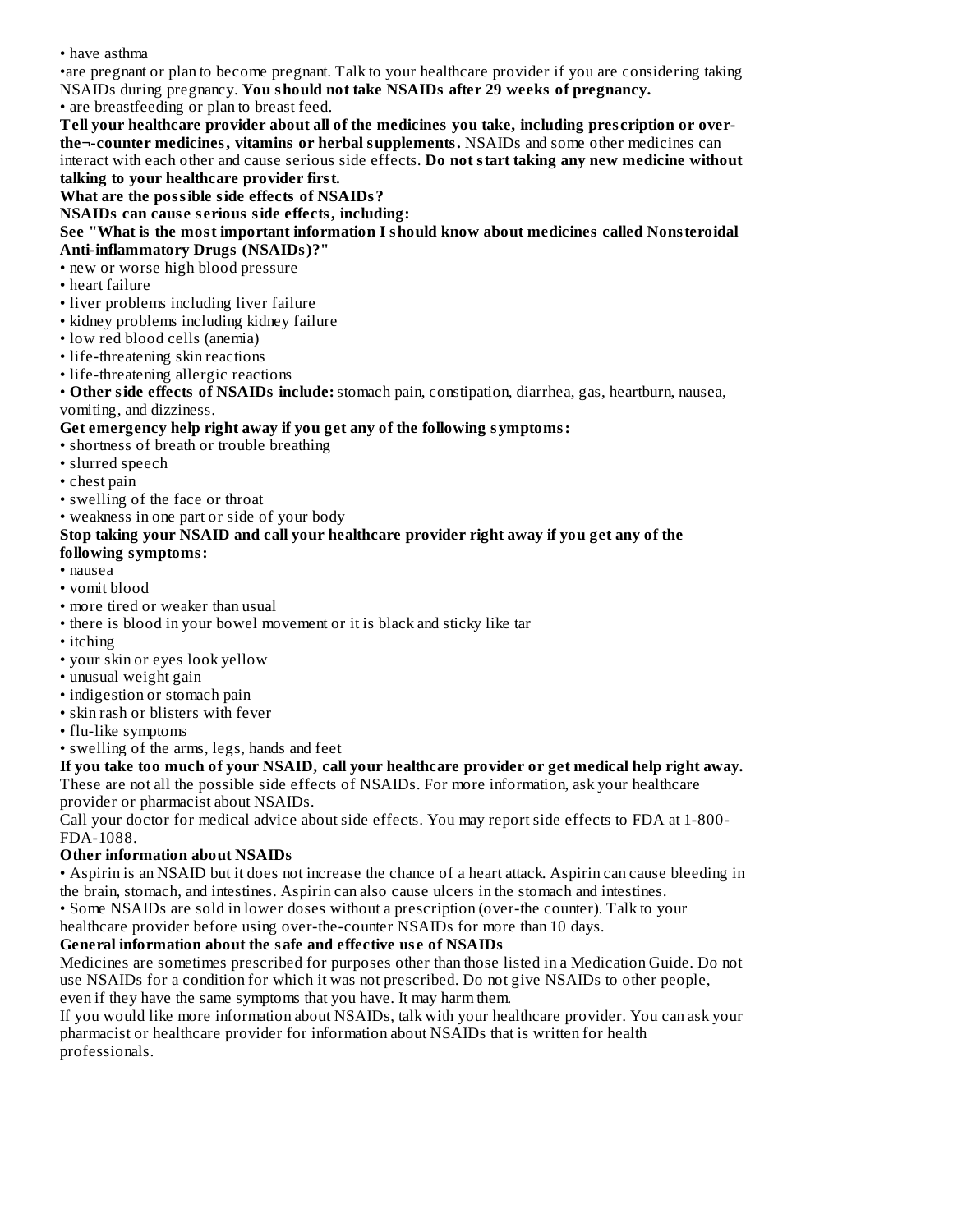- have asthma
- are pregnant or plan to become pregnant. Talk to your healthcare provider if you are considering taking NSAIDs during pregnancy. **You should not take NSAIDs after 29 weeks of pregnancy.**
- are breastfeeding or plan to breast feed.

**Tell your healthcare provider about all of the medicines you take, including prescription or over-the¬-counter medicines, vitamins or herbal supplements.** NSAIDs and some other medicines can interact with each other and cause serious side effects. **Do not start taking any new medicine without talking to your healthcare provider first.**

**What are the possible side effects of NSAIDs?**

**NSAIDs can cause serious side effects, including:**

**See "What is the most important information I should know about medicines called Nonsteroidal Anti-inflammatory Drugs (NSAIDs)?"**

- new or worse high blood pressure
- heart failure
- liver problems including liver failure
- kidney problems including kidney failure
- low red blood cells (anemia)
- life-threatening skin reactions
- life-threatening allergic reactions
- **Other side effects of NSAIDs include:** stomach pain, constipation, diarrhea, gas, heartburn, nausea, vomiting, and dizziness.

**Get emergency help right away if you get any of the following symptoms:**

- shortness of breath or trouble breathing
- slurred speech
- chest pain
- swelling of the face or throat
- weakness in one part or side of your body

**Stop taking your NSAID and call your healthcare provider right away if you get any of the following symptoms:**

- nausea
- vomit blood
- more tired or weaker than usual
- there is blood in your bowel movement or it is black and sticky like tar
- itching
- your skin or eyes look yellow
- unusual weight gain
- indigestion or stomach pain
- skin rash or blisters with fever
- flu-like symptoms
- swelling of the arms, legs, hands and feet

**If you take too much of your NSAID, call your healthcare provider or get medical help right away.**

These are not all the possible side effects of NSAIDs. For more information, ask your healthcare provider or pharmacist about NSAIDs.

Call your doctor for medical advice about side effects. You may report side effects to FDA at 1-800-FDA-1088.

**Other information about NSAIDs**

- Aspirin is an NSAID but it does not increase the chance of a heart attack. Aspirin can cause bleeding in the brain, stomach, and intestines. Aspirin can also cause ulcers in the stomach and intestines.
- Some NSAIDs are sold in lower doses without a prescription (over-the counter). Talk to your healthcare provider before using over-the-counter NSAIDs for more than 10 days.

**General information about the safe and effective use of NSAIDs**

Medicines are sometimes prescribed for purposes other than those listed in a Medication Guide. Do not use NSAIDs for a condition for which it was not prescribed. Do not give NSAIDs to other people, even if they have the same symptoms that you have. It may harm them.

If you would like more information about NSAIDs, talk with your healthcare provider. You can ask your pharmacist or healthcare provider for information about NSAIDs that is written for health professionals.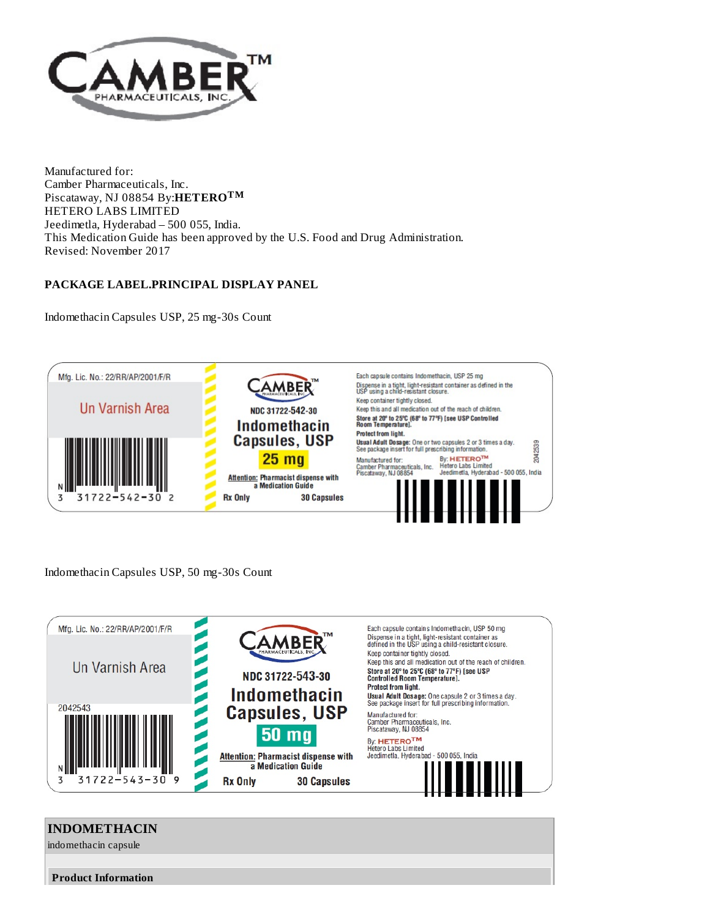Manufactured for:
Camber Pharmaceuticals, Inc.
Piscataway, NJ 08854 By:**HETERO**[TM]
HETERO LABS LIMITED
Jeedimetla, Hyderabad – 500 055, India.
This Medication Guide has been approved by the U.S. Food and Drug Administration.
Revised: November 2017

**PACKAGE LABEL.PRINCIPAL DISPLAY PANEL**

Indomethacin Capsules USP, 25 mg-30s Count

Mfg. Lic. No.: 22/RR/AP/2001/F/R

Un Varnish Area

N
3 31722-542-30 2

CAMBER™ PHARMACEUTICALS, INC.

NDC 31722-542-30

Indomethacin Capsules, USP

25 mg

Attention: Pharmacist dispense with a Medication Guide

Rx Only 30 Capsules

Each capsule contains Indomethacin, USP 25 mg

Dispense in a tight, light-resistant container as defined in the USP using a child-resistant closure.

Keep container tightly closed.

Keep this and all medication out of the reach of children.

**Store at 20° to 25°C (68° to 77°F) [see USP Controlled Room Temperature].**

**Protect from light.**

**Usual Adult Dosage:** One or two capsules 2 or 3 times a day. See package insert for full prescribing information.

Manufactured for:
Camber Pharmaceuticals, Inc.
Piscataway, NJ 08854

By: HETERO™
Hetero Labs Limited
Jeedimetla, Hyderabad - 500 055, India

2042539

Indomethacin Capsules USP, 50 mg-30s Count

Mfg. Lic. No.: 22/RR/AP/2001/F/R

Un Varnish Area

2042543

N
3 31722-543-30 9

CAMBER™ PHARMACEUTICALS, INC.

NDC 31722-543-30

Indomethacin Capsules, USP

50 mg

Attention: Pharmacist dispense with a Medication Guide

Rx Only 30 Capsules

Each capsule contains Indomethacin, USP 50 mg

Dispense in a tight, light-resistant container as defined in the USP using a child-resistant closure.

Keep container tightly closed.

Keep this and all medication out of the reach of children.

**Store at 20° to 25°C (68° to 77°F) [see USP Controlled Room Temperature].**

**Protect from light.**

**Usual Adult Dosage:** One capsule 2 or 3 times a day. See package insert for full prescribing information.

Manufactured for:
Camber Pharmaceuticals, Inc.
Piscataway, NJ 08854

By: HETERO™
Hetero Labs Limited
Jeedimetla, Hyderabad - 500 055, India

| **INDOMETHACIN** |
|---|
| indomethacin capsule |

| **Product Information** |
|---|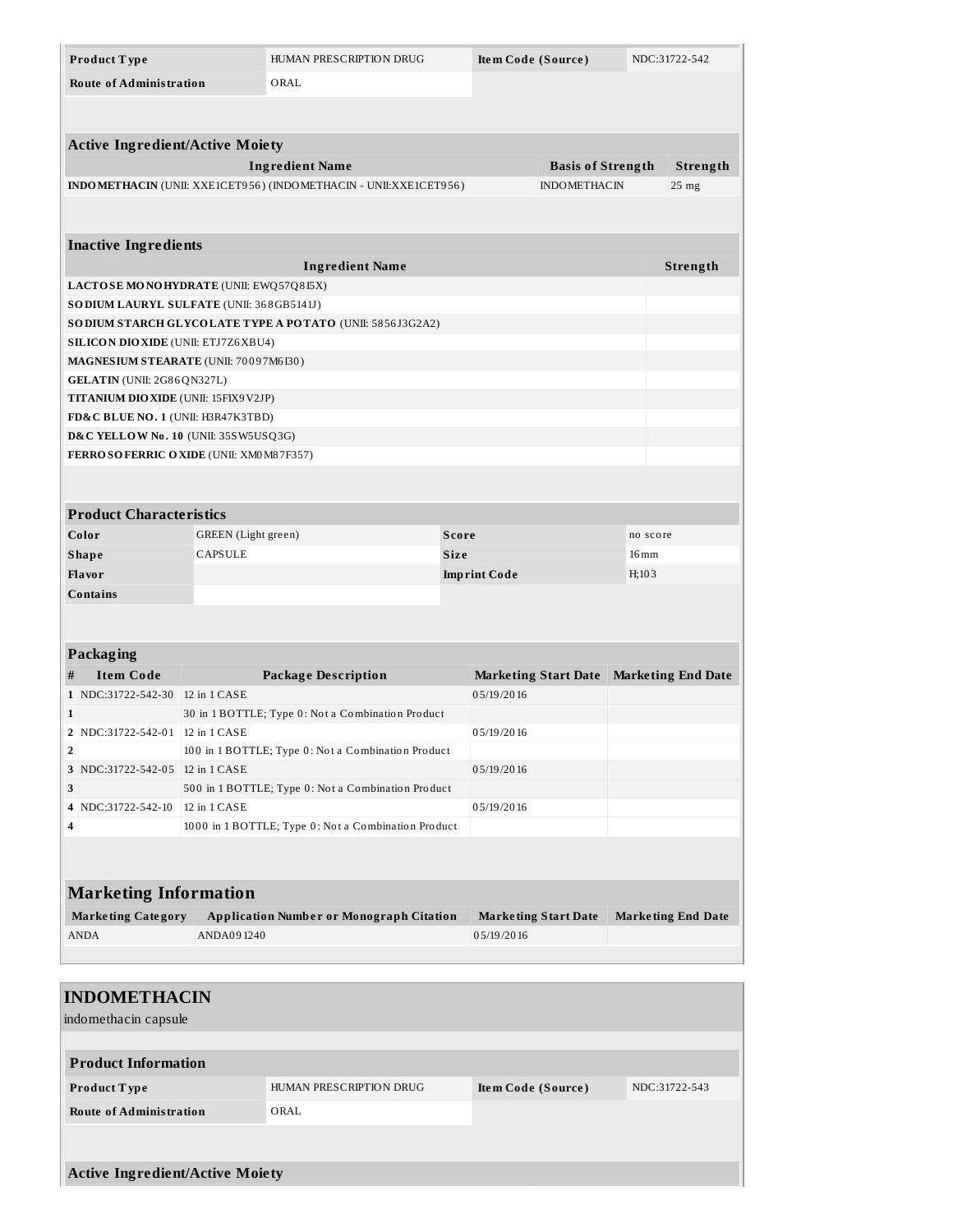| Product Type | HUMAN PRESCRIPTION DRUG | Item Code (Source) | NDC:31722-542 |
| --- | --- | --- | --- |
| Route of Administration | ORAL | | |

| Active Ingredient/Active Moiety | | |
| --- | --- | --- |
| Ingredient Name | Basis of Strength | Strength |
| **INDOMETHACIN** (UNII: XXE1CET956) (INDOMETHACIN - UNII:XXE1CET956) | INDOMETHACIN | 25 mg |

| Inactive Ingredients | |
| --- | --- |
| Ingredient Name | Strength |
| **LACTOSE MONOHYDRATE** (UNII: EWQ57Q8I5X) | |
| **SODIUM LAURYL SULFATE** (UNII: 368GB5141J) | |
| **SODIUM STARCH GLYCOLATE TYPE A POTATO** (UNII: 5856J3G2A2) | |
| **SILICON DIOXIDE** (UNII: ETJ7Z6XBU4) | |
| **MAGNESIUM STEARATE** (UNII: 70097M6I30) | |
| **GELATIN** (UNII: 2G86QN327L) | |
| **TITANIUM DIOXIDE** (UNII: 15FIX9V2JP) | |
| **FD&C BLUE NO. 1** (UNII: H3R47K3TBD) | |
| **D&C YELLOW No. 10** (UNII: 35SW5USQ3G) | |
| **FERROSOFERRIC OXIDE** (UNII: XM0M87F357) | |

| Product Characteristics | | | |
| --- | --- | --- | --- |
| Color | GREEN (Light green) | Score | no score |
| Shape | CAPSULE | Size | 16mm |
| Flavor | | Imprint Code | H;103 |
| Contains | | | |

| Packaging | | | | |
| --- | --- | --- | --- | --- |
| # | Item Code | Package Description | Marketing Start Date | Marketing End Date |
| 1 | NDC:31722-542-30 | 12 in 1 CASE | 05/19/2016 | |
| 1 | | 30 in 1 BOTTLE; Type 0: Not a Combination Product | | |
| 2 | NDC:31722-542-01 | 12 in 1 CASE | 05/19/2016 | |
| 2 | | 100 in 1 BOTTLE; Type 0: Not a Combination Product | | |
| 3 | NDC:31722-542-05 | 12 in 1 CASE | 05/19/2016 | |
| 3 | | 500 in 1 BOTTLE; Type 0: Not a Combination Product | | |
| 4 | NDC:31722-542-10 | 12 in 1 CASE | 05/19/2016 | |
| 4 | | 1000 in 1 BOTTLE; Type 0: Not a Combination Product | | |

## Marketing Information

| Marketing Category | Application Number or Monograph Citation | Marketing Start Date | Marketing End Date |
| --- | --- | --- | --- |
| ANDA | ANDA091240 | 05/19/2016 | |

## INDOMETHACIN

indomethacin capsule

| Product Information | | | |
| --- | --- | --- | --- |
| Product Type | HUMAN PRESCRIPTION DRUG | Item Code (Source) | NDC:31722-543 |
| Route of Administration | ORAL | | |

**Active Ingredient/Active Moiety**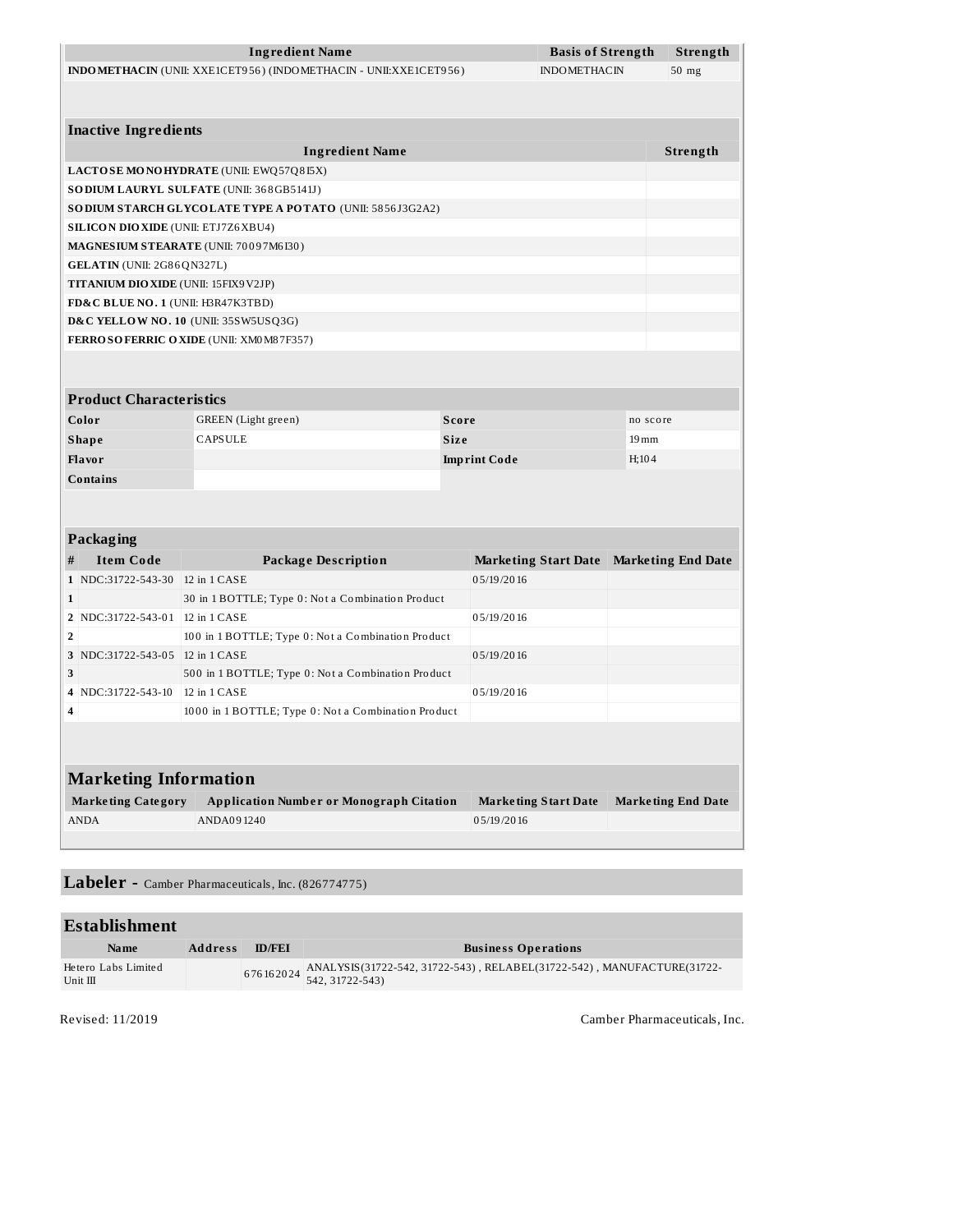| Ingredient Name | Basis of Strength | Strength |
|---|---|---|
| **INDOMETHACIN** (UNII: XXE1CET956) (INDOMETHACIN - UNII:XXE1CET956) | INDOMETHACIN | 50 mg |

### Inactive Ingredients

| Ingredient Name | Strength |
|---|---|
| **LACTOSE MONOHYDRATE** (UNII: EWQ57Q8I5X) | |
| **SODIUM LAURYL SULFATE** (UNII: 368GB5141J) | |
| **SODIUM STARCH GLYCOLATE TYPE A POTATO** (UNII: 5856J3G2A2) | |
| **SILICON DIOXIDE** (UNII: ETJ7Z6XBU4) | |
| **MAGNESIUM STEARATE** (UNII: 70097M6I30) | |
| **GELATIN** (UNII: 2G86QN327L) | |
| **TITANIUM DIOXIDE** (UNII: 15FIX9V2JP) | |
| **FD&C BLUE NO. 1** (UNII: H3R47K3TBD) | |
| **D&C YELLOW NO. 10** (UNII: 35SW5USQ3G) | |
| **FERROSOFERRIC OXIDE** (UNII: XM0M87F357) | |

### Product Characteristics

| | | | |
|---|---|---|---|
| **Color** | GREEN (Light green) | **Score** | no score |
| **Shape** | CAPSULE | **Size** | 19mm |
| **Flavor** | | **Imprint Code** | H;104 |
| **Contains** | | | |

### Packaging

| # | Item Code | Package Description | Marketing Start Date | Marketing End Date |
|---|---|---|---|---|
| 1 | NDC:31722-543-30 | 12 in 1 CASE | 05/19/2016 | |
| 1 | | 30 in 1 BOTTLE; Type 0: Not a Combination Product | | |
| 2 | NDC:31722-543-01 | 12 in 1 CASE | 05/19/2016 | |
| 2 | | 100 in 1 BOTTLE; Type 0: Not a Combination Product | | |
| 3 | NDC:31722-543-05 | 12 in 1 CASE | 05/19/2016 | |
| 3 | | 500 in 1 BOTTLE; Type 0: Not a Combination Product | | |
| 4 | NDC:31722-543-10 | 12 in 1 CASE | 05/19/2016 | |
| 4 | | 1000 in 1 BOTTLE; Type 0: Not a Combination Product | | |

### Marketing Information

| Marketing Category | Application Number or Monograph Citation | Marketing Start Date | Marketing End Date |
|---|---|---|---|
| ANDA | ANDA091240 | 05/19/2016 | |

## Labeler - Camber Pharmaceuticals, Inc. (826774775)

## Establishment

| Name | Address | ID/FEI | Business Operations |
|---|---|---|---|
| Hetero Labs Limited Unit III | | 676162024 | ANALYSIS(31722-542, 31722-543) , RELABEL(31722-542) , MANUFACTURE(31722-542, 31722-543) |

Revised: 11/2019 Camber Pharmaceuticals, Inc.